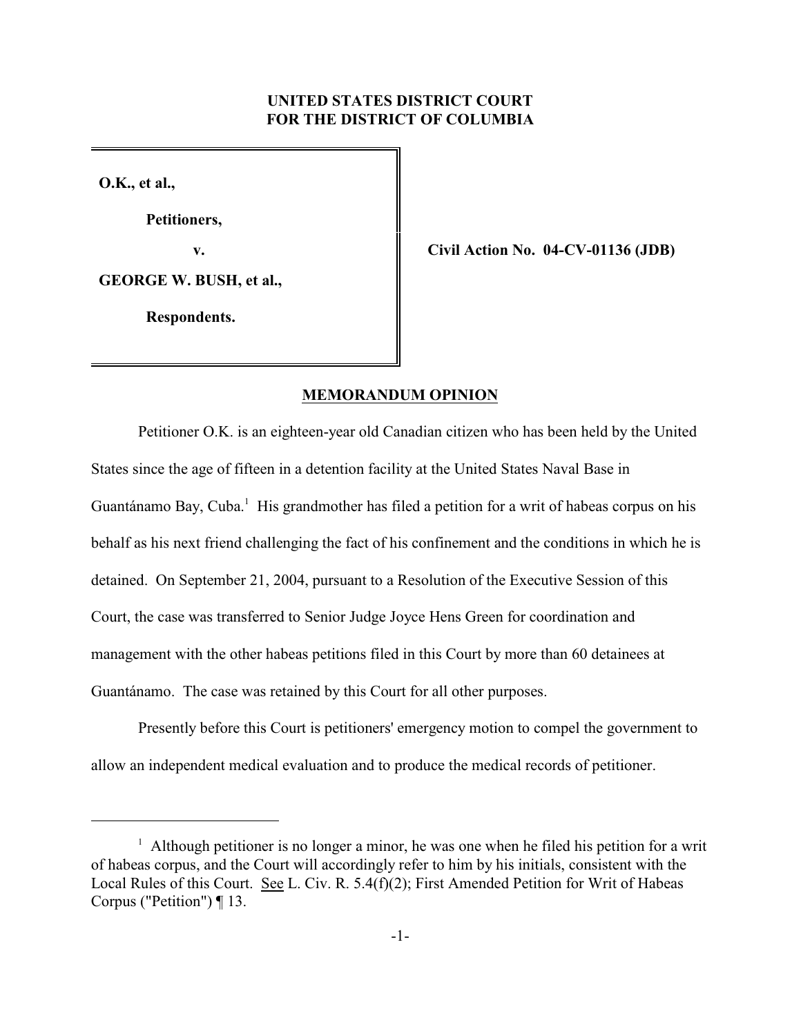**UNITED STATES DISTRICT COURT**
**FOR THE DISTRICT OF COLUMBIA**

| | |
|---|---|
| **O.K., et al.,**<br><br>**Petitioners,**<br><br>**v.**<br><br>**GEORGE W. BUSH, et al.,**<br><br>**Respondents.** | **Civil Action No. 04-CV-01136 (JDB)** |

## MEMORANDUM OPINION

Petitioner O.K. is an eighteen-year old Canadian citizen who has been held by the United States since the age of fifteen in a detention facility at the United States Naval Base in Guantánamo Bay, Cuba.[1] His grandmother has filed a petition for a writ of habeas corpus on his behalf as his next friend challenging the fact of his confinement and the conditions in which he is detained. On September 21, 2004, pursuant to a Resolution of the Executive Session of this Court, the case was transferred to Senior Judge Joyce Hens Green for coordination and management with the other habeas petitions filed in this Court by more than 60 detainees at Guantánamo. The case was retained by this Court for all other purposes.

Presently before this Court is petitioners' emergency motion to compel the government to allow an independent medical evaluation and to produce the medical records of petitioner.

---

[1] Although petitioner is no longer a minor, he was one when he filed his petition for a writ of habeas corpus, and the Court will accordingly refer to him by his initials, consistent with the Local Rules of this Court. See L. Civ. R. 5.4(f)(2); First Amended Petition for Writ of Habeas Corpus ("Petition") ¶ 13.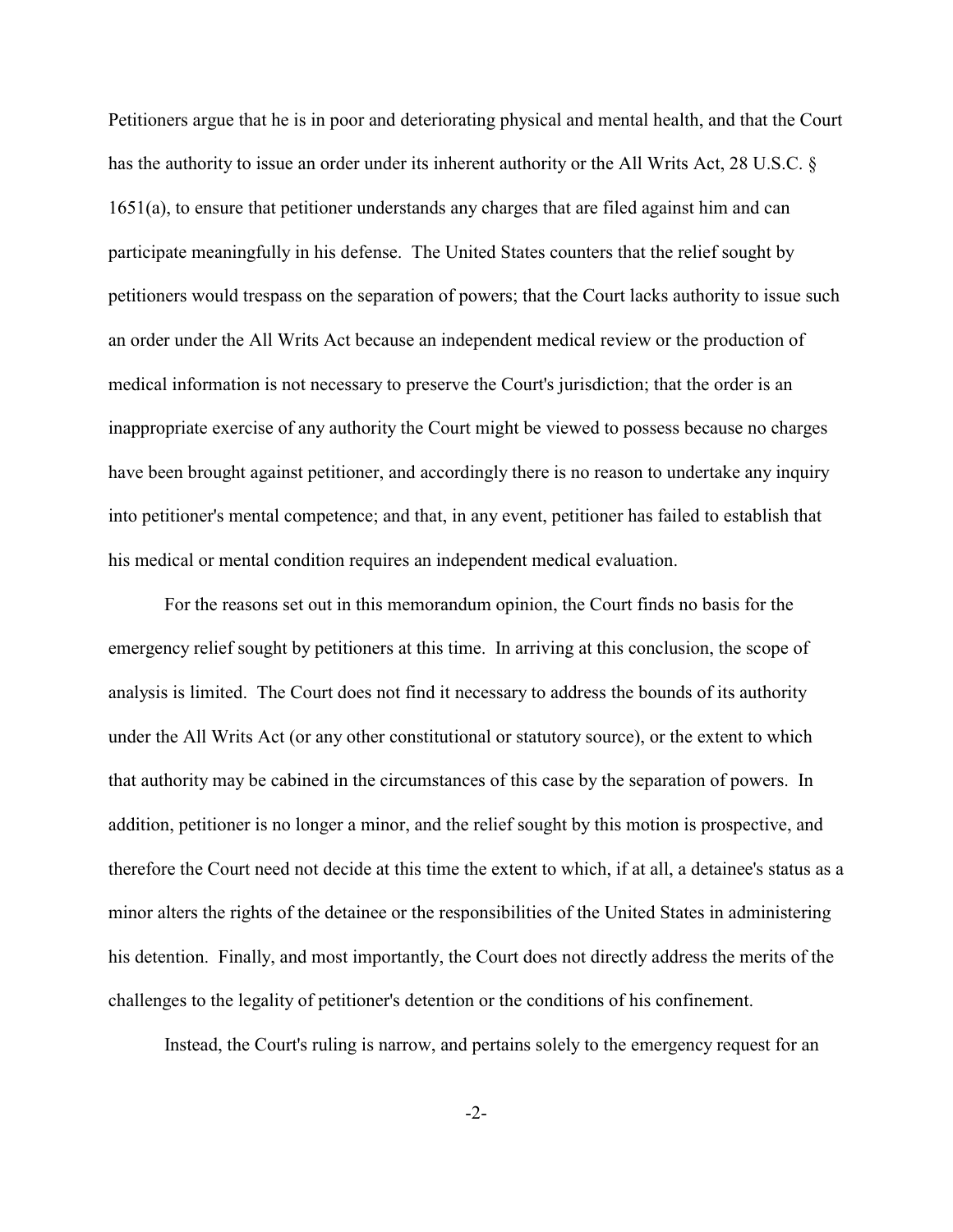Petitioners argue that he is in poor and deteriorating physical and mental health, and that the Court has the authority to issue an order under its inherent authority or the All Writs Act, 28 U.S.C. § 1651(a), to ensure that petitioner understands any charges that are filed against him and can participate meaningfully in his defense. The United States counters that the relief sought by petitioners would trespass on the separation of powers; that the Court lacks authority to issue such an order under the All Writs Act because an independent medical review or the production of medical information is not necessary to preserve the Court's jurisdiction; that the order is an inappropriate exercise of any authority the Court might be viewed to possess because no charges have been brought against petitioner, and accordingly there is no reason to undertake any inquiry into petitioner's mental competence; and that, in any event, petitioner has failed to establish that his medical or mental condition requires an independent medical evaluation.

For the reasons set out in this memorandum opinion, the Court finds no basis for the emergency relief sought by petitioners at this time. In arriving at this conclusion, the scope of analysis is limited. The Court does not find it necessary to address the bounds of its authority under the All Writs Act (or any other constitutional or statutory source), or the extent to which that authority may be cabined in the circumstances of this case by the separation of powers. In addition, petitioner is no longer a minor, and the relief sought by this motion is prospective, and therefore the Court need not decide at this time the extent to which, if at all, a detainee's status as a minor alters the rights of the detainee or the responsibilities of the United States in administering his detention. Finally, and most importantly, the Court does not directly address the merits of the challenges to the legality of petitioner's detention or the conditions of his confinement.

Instead, the Court's ruling is narrow, and pertains solely to the emergency request for an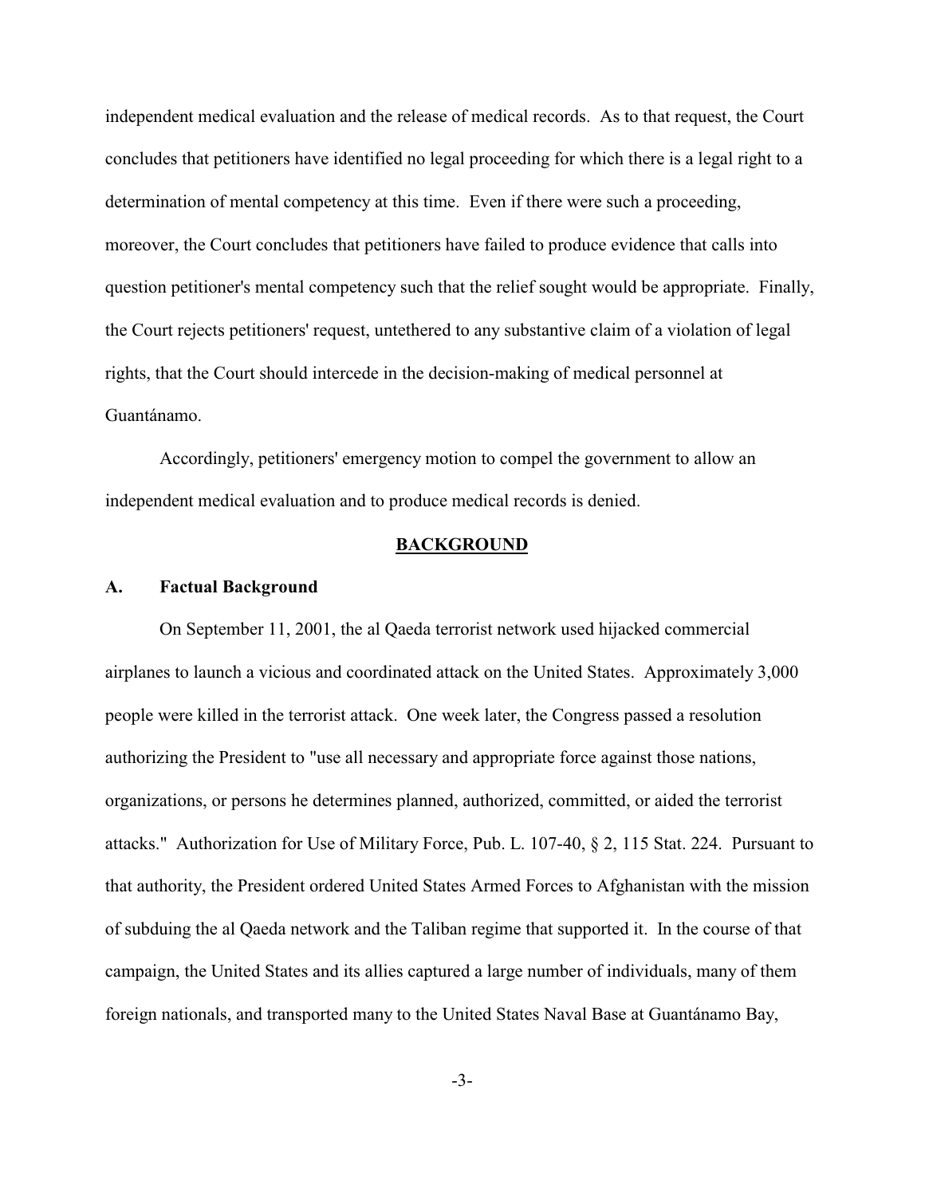independent medical evaluation and the release of medical records. As to that request, the Court concludes that petitioners have identified no legal proceeding for which there is a legal right to a determination of mental competency at this time. Even if there were such a proceeding, moreover, the Court concludes that petitioners have failed to produce evidence that calls into question petitioner's mental competency such that the relief sought would be appropriate. Finally, the Court rejects petitioners' request, untethered to any substantive claim of a violation of legal rights, that the Court should intercede in the decision-making of medical personnel at Guantánamo.

Accordingly, petitioners' emergency motion to compel the government to allow an independent medical evaluation and to produce medical records is denied.

## BACKGROUND

### A. Factual Background

On September 11, 2001, the al Qaeda terrorist network used hijacked commercial airplanes to launch a vicious and coordinated attack on the United States. Approximately 3,000 people were killed in the terrorist attack. One week later, the Congress passed a resolution authorizing the President to "use all necessary and appropriate force against those nations, organizations, or persons he determines planned, authorized, committed, or aided the terrorist attacks." Authorization for Use of Military Force, Pub. L. 107-40, § 2, 115 Stat. 224. Pursuant to that authority, the President ordered United States Armed Forces to Afghanistan with the mission of subduing the al Qaeda network and the Taliban regime that supported it. In the course of that campaign, the United States and its allies captured a large number of individuals, many of them foreign nationals, and transported many to the United States Naval Base at Guantánamo Bay,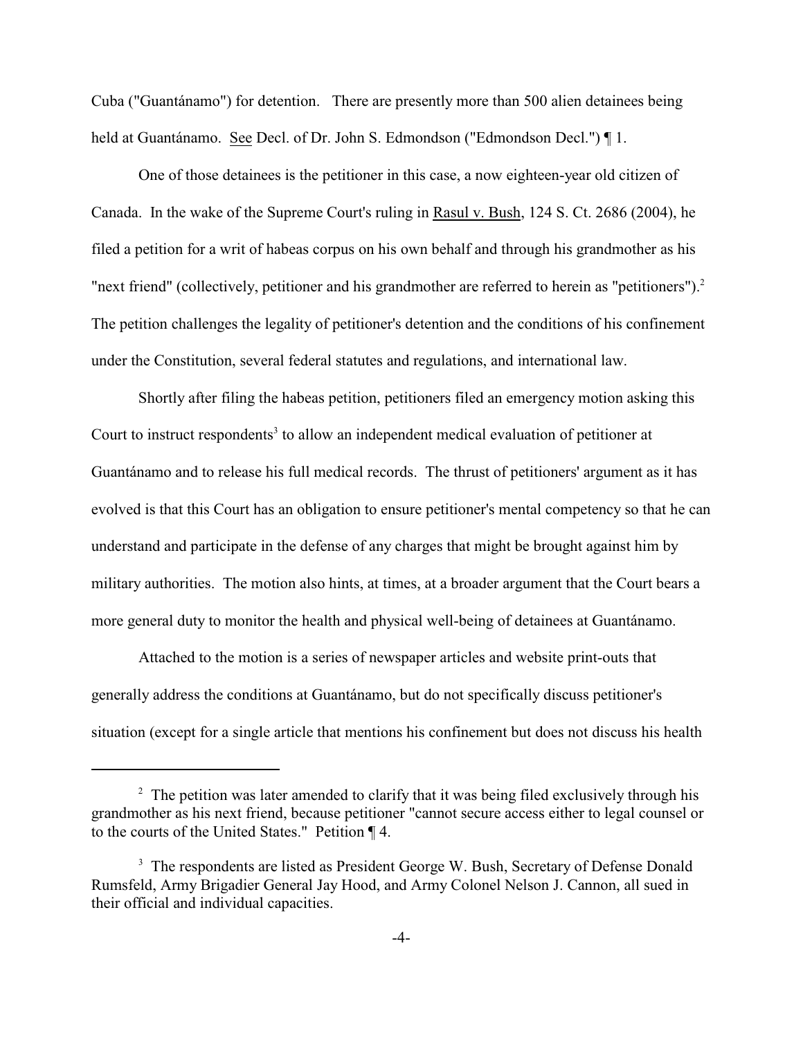Cuba ("Guantánamo") for detention. There are presently more than 500 alien detainees being held at Guantánamo. See Decl. of Dr. John S. Edmondson ("Edmondson Decl.") ¶ 1.

One of those detainees is the petitioner in this case, a now eighteen-year old citizen of Canada. In the wake of the Supreme Court's ruling in Rasul v. Bush, 124 S. Ct. 2686 (2004), he filed a petition for a writ of habeas corpus on his own behalf and through his grandmother as his "next friend" (collectively, petitioner and his grandmother are referred to herein as "petitioners").[2] The petition challenges the legality of petitioner's detention and the conditions of his confinement under the Constitution, several federal statutes and regulations, and international law.

Shortly after filing the habeas petition, petitioners filed an emergency motion asking this Court to instruct respondents[3] to allow an independent medical evaluation of petitioner at Guantánamo and to release his full medical records. The thrust of petitioners' argument as it has evolved is that this Court has an obligation to ensure petitioner's mental competency so that he can understand and participate in the defense of any charges that might be brought against him by military authorities. The motion also hints, at times, at a broader argument that the Court bears a more general duty to monitor the health and physical well-being of detainees at Guantánamo.

Attached to the motion is a series of newspaper articles and website print-outs that generally address the conditions at Guantánamo, but do not specifically discuss petitioner's situation (except for a single article that mentions his confinement but does not discuss his health

---

[2] The petition was later amended to clarify that it was being filed exclusively through his grandmother as his next friend, because petitioner "cannot secure access either to legal counsel or to the courts of the United States." Petition ¶ 4.

[3] The respondents are listed as President George W. Bush, Secretary of Defense Donald Rumsfeld, Army Brigadier General Jay Hood, and Army Colonel Nelson J. Cannon, all sued in their official and individual capacities.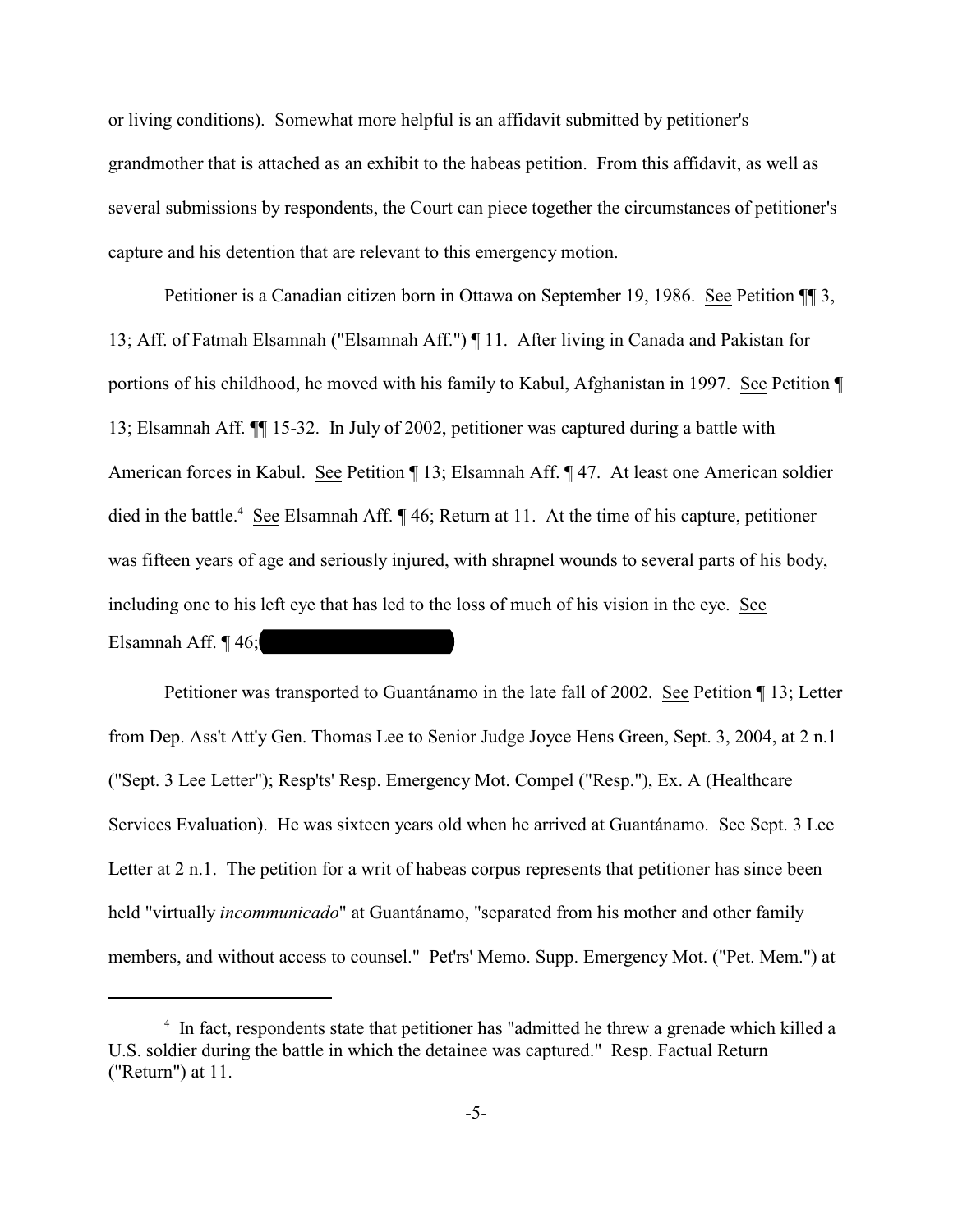or living conditions). Somewhat more helpful is an affidavit submitted by petitioner's grandmother that is attached as an exhibit to the habeas petition. From this affidavit, as well as several submissions by respondents, the Court can piece together the circumstances of petitioner's capture and his detention that are relevant to this emergency motion.

Petitioner is a Canadian citizen born in Ottawa on September 19, 1986. See Petition ¶¶ 3, 13; Aff. of Fatmah Elsamnah ("Elsamnah Aff.") ¶ 11. After living in Canada and Pakistan for portions of his childhood, he moved with his family to Kabul, Afghanistan in 1997. See Petition ¶ 13; Elsamnah Aff. ¶¶ 15-32. In July of 2002, petitioner was captured during a battle with American forces in Kabul. See Petition ¶ 13; Elsamnah Aff. ¶ 47. At least one American soldier died in the battle.[4] See Elsamnah Aff. ¶ 46; Return at 11. At the time of his capture, petitioner was fifteen years of age and seriously injured, with shrapnel wounds to several parts of his body, including one to his left eye that has led to the loss of much of his vision in the eye. See Elsamnah Aff. ¶ 46; [REDACTED]

Petitioner was transported to Guantánamo in the late fall of 2002. See Petition ¶ 13; Letter from Dep. Ass't Att'y Gen. Thomas Lee to Senior Judge Joyce Hens Green, Sept. 3, 2004, at 2 n.1 ("Sept. 3 Lee Letter"); Resp'ts' Resp. Emergency Mot. Compel ("Resp."), Ex. A (Healthcare Services Evaluation). He was sixteen years old when he arrived at Guantánamo. See Sept. 3 Lee Letter at 2 n.1. The petition for a writ of habeas corpus represents that petitioner has since been held "virtually *incommunicado*" at Guantánamo, "separated from his mother and other family members, and without access to counsel." Pet'rs' Memo. Supp. Emergency Mot. ("Pet. Mem.") at

---

[4] In fact, respondents state that petitioner has "admitted he threw a grenade which killed a U.S. soldier during the battle in which the detainee was captured." Resp. Factual Return ("Return") at 11.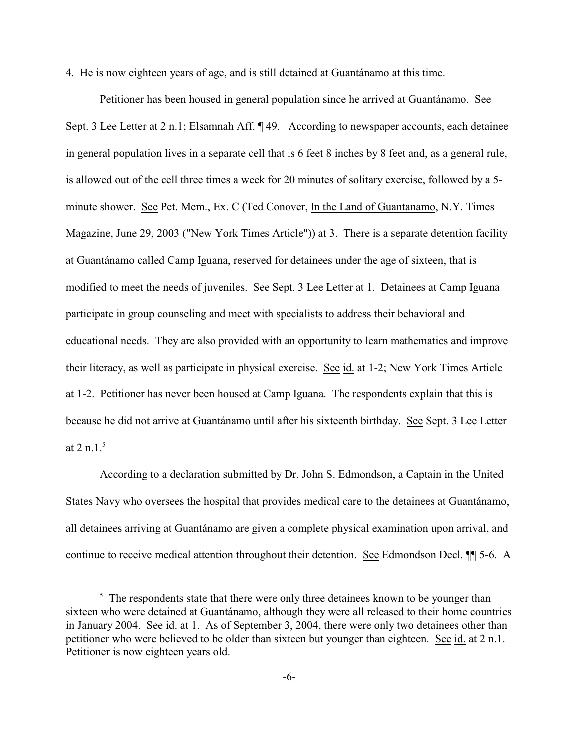4. He is now eighteen years of age, and is still detained at Guantánamo at this time.

Petitioner has been housed in general population since he arrived at Guantánamo. See Sept. 3 Lee Letter at 2 n.1; Elsamnah Aff. ¶ 49. According to newspaper accounts, each detainee in general population lives in a separate cell that is 6 feet 8 inches by 8 feet and, as a general rule, is allowed out of the cell three times a week for 20 minutes of solitary exercise, followed by a 5-minute shower. See Pet. Mem., Ex. C (Ted Conover, In the Land of Guantanamo, N.Y. Times Magazine, June 29, 2003 ("New York Times Article")) at 3. There is a separate detention facility at Guantánamo called Camp Iguana, reserved for detainees under the age of sixteen, that is modified to meet the needs of juveniles. See Sept. 3 Lee Letter at 1. Detainees at Camp Iguana participate in group counseling and meet with specialists to address their behavioral and educational needs. They are also provided with an opportunity to learn mathematics and improve their literacy, as well as participate in physical exercise. See id. at 1-2; New York Times Article at 1-2. Petitioner has never been housed at Camp Iguana. The respondents explain that this is because he did not arrive at Guantánamo until after his sixteenth birthday. See Sept. 3 Lee Letter at 2 n.1.[5]

According to a declaration submitted by Dr. John S. Edmondson, a Captain in the United States Navy who oversees the hospital that provides medical care to the detainees at Guantánamo, all detainees arriving at Guantánamo are given a complete physical examination upon arrival, and continue to receive medical attention throughout their detention. See Edmondson Decl. ¶¶ 5-6. A

---

[5] The respondents state that there were only three detainees known to be younger than sixteen who were detained at Guantánamo, although they were all released to their home countries in January 2004. See id. at 1. As of September 3, 2004, there were only two detainees other than petitioner who were believed to be older than sixteen but younger than eighteen. See id. at 2 n.1. Petitioner is now eighteen years old.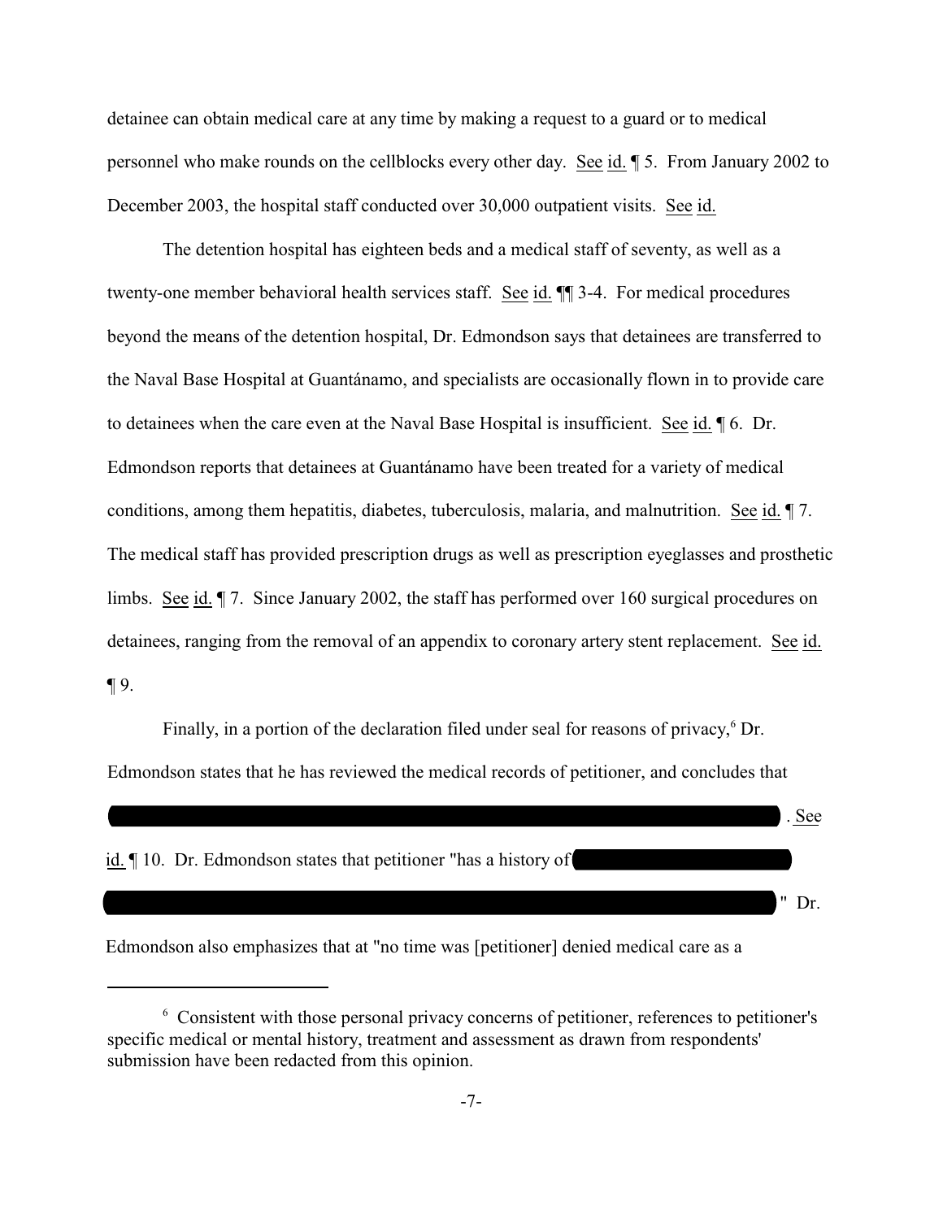detainee can obtain medical care at any time by making a request to a guard or to medical personnel who make rounds on the cellblocks every other day. See id. ¶ 5. From January 2002 to December 2003, the hospital staff conducted over 30,000 outpatient visits. See id.

The detention hospital has eighteen beds and a medical staff of seventy, as well as a twenty-one member behavioral health services staff. See id. ¶¶ 3-4. For medical procedures beyond the means of the detention hospital, Dr. Edmondson says that detainees are transferred to the Naval Base Hospital at Guantánamo, and specialists are occasionally flown in to provide care to detainees when the care even at the Naval Base Hospital is insufficient. See id. ¶ 6. Dr. Edmondson reports that detainees at Guantánamo have been treated for a variety of medical conditions, among them hepatitis, diabetes, tuberculosis, malaria, and malnutrition. See id. ¶ 7. The medical staff has provided prescription drugs as well as prescription eyeglasses and prosthetic limbs. See id. ¶ 7. Since January 2002, the staff has performed over 160 surgical procedures on detainees, ranging from the removal of an appendix to coronary artery stent replacement. See id. ¶ 9.

Finally, in a portion of the declaration filed under seal for reasons of privacy,[6] Dr. Edmondson states that he has reviewed the medical records of petitioner, and concludes that [REDACTED]. See id. ¶ 10. Dr. Edmondson states that petitioner "has a history of [REDACTED] [REDACTED]" Dr. Edmondson also emphasizes that at "no time was [petitioner] denied medical care as a

---

[6] Consistent with those personal privacy concerns of petitioner, references to petitioner's specific medical or mental history, treatment and assessment as drawn from respondents' submission have been redacted from this opinion.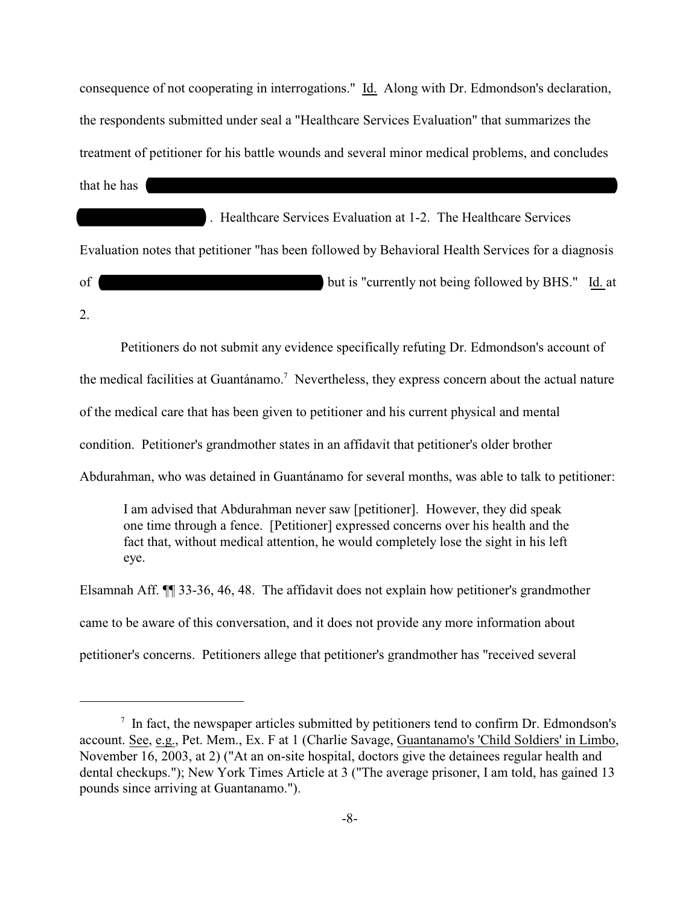consequence of not cooperating in interrogations." Id. Along with Dr. Edmondson's declaration, the respondents submitted under seal a "Healthcare Services Evaluation" that summarizes the treatment of petitioner for his battle wounds and several minor medical problems, and concludes that he has [REDACTED] . Healthcare Services Evaluation at 1-2. The Healthcare Services Evaluation notes that petitioner "has been followed by Behavioral Health Services for a diagnosis of [REDACTED] but is "currently not being followed by BHS." Id. at 2.

Petitioners do not submit any evidence specifically refuting Dr. Edmondson's account of the medical facilities at Guantánamo.[7] Nevertheless, they express concern about the actual nature of the medical care that has been given to petitioner and his current physical and mental condition. Petitioner's grandmother states in an affidavit that petitioner's older brother Abdurahman, who was detained in Guantánamo for several months, was able to talk to petitioner:

> I am advised that Abdurahman never saw [petitioner]. However, they did speak one time through a fence. [Petitioner] expressed concerns over his health and the fact that, without medical attention, he would completely lose the sight in his left eye.

Elsamnah Aff. ¶¶ 33-36, 46, 48. The affidavit does not explain how petitioner's grandmother came to be aware of this conversation, and it does not provide any more information about petitioner's concerns. Petitioners allege that petitioner's grandmother has "received several

---

[7] In fact, the newspaper articles submitted by petitioners tend to confirm Dr. Edmondson's account. See, e.g., Pet. Mem., Ex. F at 1 (Charlie Savage, Guantanamo's 'Child Soldiers' in Limbo, November 16, 2003, at 2) ("At an on-site hospital, doctors give the detainees regular health and dental checkups."); New York Times Article at 3 ("The average prisoner, I am told, has gained 13 pounds since arriving at Guantanamo.").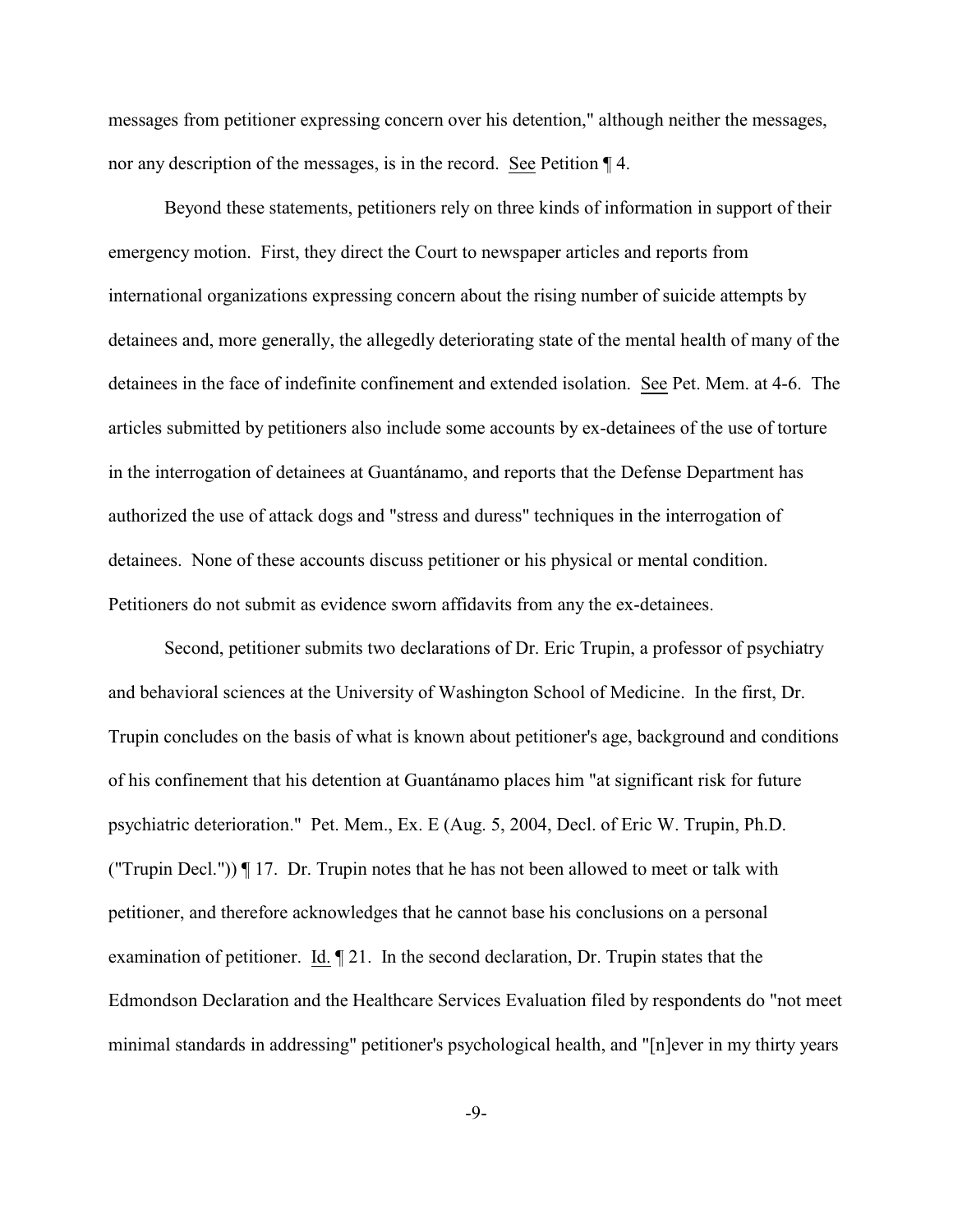messages from petitioner expressing concern over his detention," although neither the messages, nor any description of the messages, is in the record. See Petition ¶ 4.

Beyond these statements, petitioners rely on three kinds of information in support of their emergency motion. First, they direct the Court to newspaper articles and reports from international organizations expressing concern about the rising number of suicide attempts by detainees and, more generally, the allegedly deteriorating state of the mental health of many of the detainees in the face of indefinite confinement and extended isolation. See Pet. Mem. at 4-6. The articles submitted by petitioners also include some accounts by ex-detainees of the use of torture in the interrogation of detainees at Guantánamo, and reports that the Defense Department has authorized the use of attack dogs and "stress and duress" techniques in the interrogation of detainees. None of these accounts discuss petitioner or his physical or mental condition. Petitioners do not submit as evidence sworn affidavits from any the ex-detainees.

Second, petitioner submits two declarations of Dr. Eric Trupin, a professor of psychiatry and behavioral sciences at the University of Washington School of Medicine. In the first, Dr. Trupin concludes on the basis of what is known about petitioner's age, background and conditions of his confinement that his detention at Guantánamo places him "at significant risk for future psychiatric deterioration." Pet. Mem., Ex. E (Aug. 5, 2004, Decl. of Eric W. Trupin, Ph.D. ("Trupin Decl.")) ¶ 17. Dr. Trupin notes that he has not been allowed to meet or talk with petitioner, and therefore acknowledges that he cannot base his conclusions on a personal examination of petitioner. Id. ¶ 21. In the second declaration, Dr. Trupin states that the Edmondson Declaration and the Healthcare Services Evaluation filed by respondents do "not meet minimal standards in addressing" petitioner's psychological health, and "[n]ever in my thirty years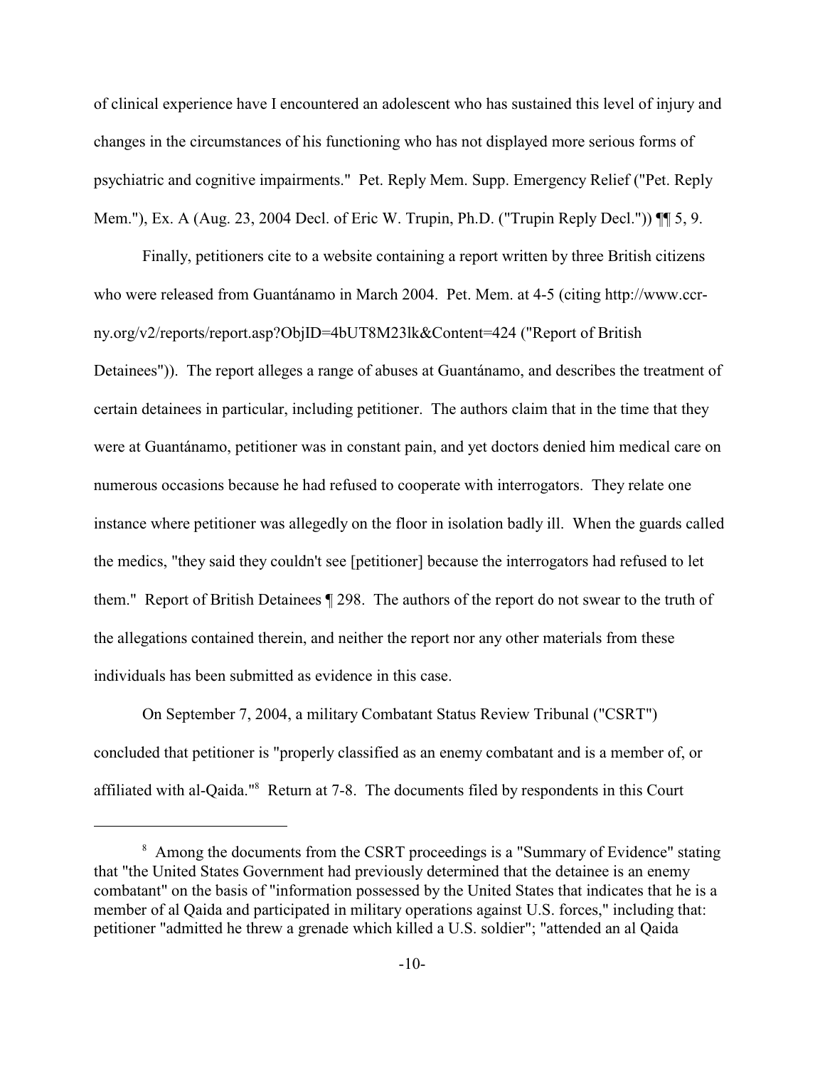of clinical experience have I encountered an adolescent who has sustained this level of injury and changes in the circumstances of his functioning who has not displayed more serious forms of psychiatric and cognitive impairments." Pet. Reply Mem. Supp. Emergency Relief ("Pet. Reply Mem."), Ex. A (Aug. 23, 2004 Decl. of Eric W. Trupin, Ph.D. ("Trupin Reply Decl.")) ¶¶ 5, 9.

Finally, petitioners cite to a website containing a report written by three British citizens who were released from Guantánamo in March 2004. Pet. Mem. at 4-5 (citing http://www.ccr-ny.org/v2/reports/report.asp?ObjID=4bUT8M23lk&Content=424 ("Report of British Detainees")). The report alleges a range of abuses at Guantánamo, and describes the treatment of certain detainees in particular, including petitioner. The authors claim that in the time that they were at Guantánamo, petitioner was in constant pain, and yet doctors denied him medical care on numerous occasions because he had refused to cooperate with interrogators. They relate one instance where petitioner was allegedly on the floor in isolation badly ill. When the guards called the medics, "they said they couldn't see [petitioner] because the interrogators had refused to let them." Report of British Detainees ¶ 298. The authors of the report do not swear to the truth of the allegations contained therein, and neither the report nor any other materials from these individuals has been submitted as evidence in this case.

On September 7, 2004, a military Combatant Status Review Tribunal ("CSRT") concluded that petitioner is "properly classified as an enemy combatant and is a member of, or affiliated with al-Qaida."[8] Return at 7-8. The documents filed by respondents in this Court

---

[8] Among the documents from the CSRT proceedings is a "Summary of Evidence" stating that "the United States Government had previously determined that the detainee is an enemy combatant" on the basis of "information possessed by the United States that indicates that he is a member of al Qaida and participated in military operations against U.S. forces," including that: petitioner "admitted he threw a grenade which killed a U.S. soldier"; "attended an al Qaida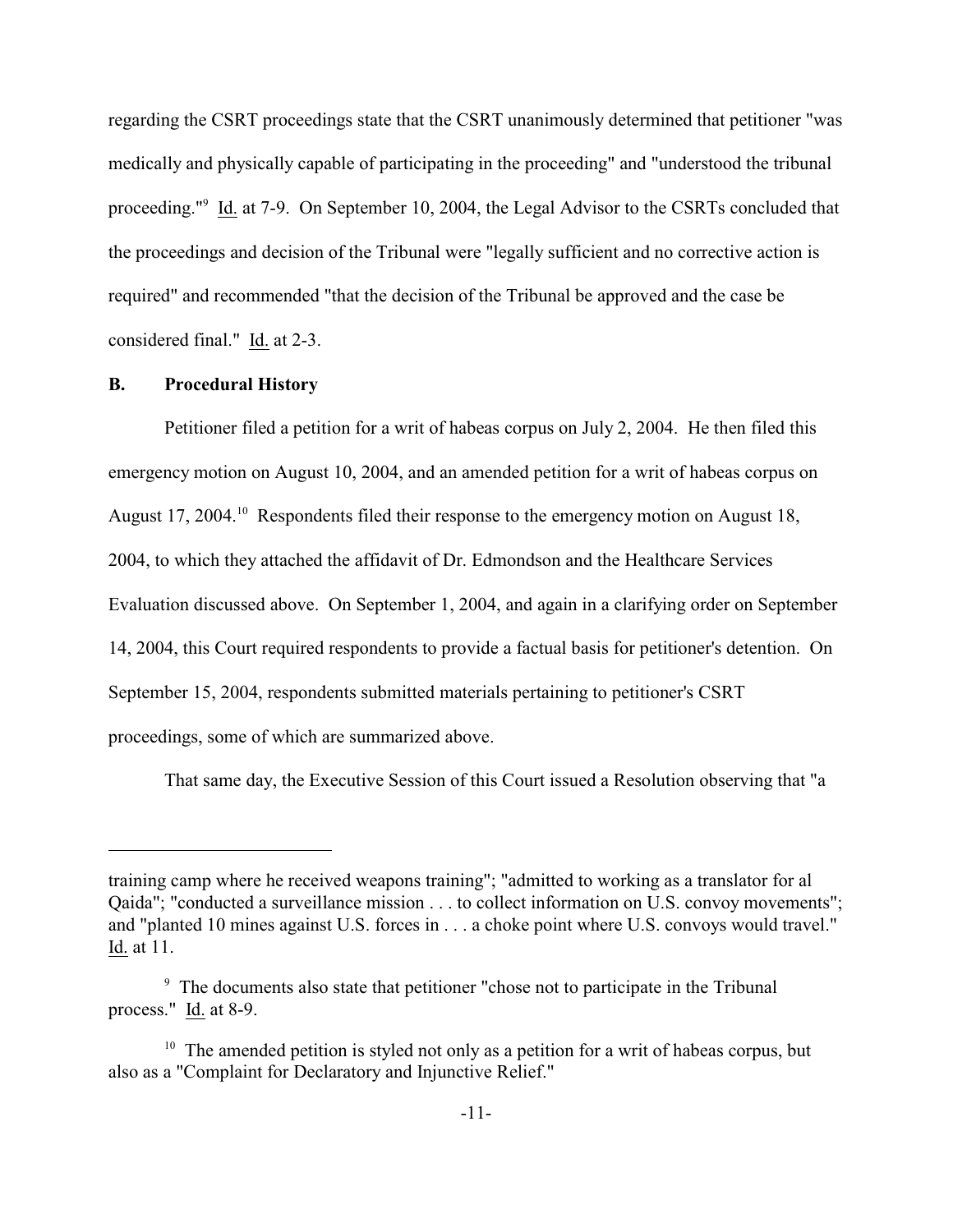regarding the CSRT proceedings state that the CSRT unanimously determined that petitioner "was medically and physically capable of participating in the proceeding" and "understood the tribunal proceeding."[9] Id. at 7-9. On September 10, 2004, the Legal Advisor to the CSRTs concluded that the proceedings and decision of the Tribunal were "legally sufficient and no corrective action is required" and recommended "that the decision of the Tribunal be approved and the case be considered final." Id. at 2-3.

**B. Procedural History**

Petitioner filed a petition for a writ of habeas corpus on July 2, 2004. He then filed this emergency motion on August 10, 2004, and an amended petition for a writ of habeas corpus on August 17, 2004.[10] Respondents filed their response to the emergency motion on August 18, 2004, to which they attached the affidavit of Dr. Edmondson and the Healthcare Services Evaluation discussed above. On September 1, 2004, and again in a clarifying order on September 14, 2004, this Court required respondents to provide a factual basis for petitioner's detention. On September 15, 2004, respondents submitted materials pertaining to petitioner's CSRT proceedings, some of which are summarized above.

That same day, the Executive Session of this Court issued a Resolution observing that "a

---

training camp where he received weapons training"; "admitted to working as a translator for al Qaida"; "conducted a surveillance mission . . . to collect information on U.S. convoy movements"; and "planted 10 mines against U.S. forces in . . . a choke point where U.S. convoys would travel." Id. at 11.

[9] The documents also state that petitioner "chose not to participate in the Tribunal process." Id. at 8-9.

[10] The amended petition is styled not only as a petition for a writ of habeas corpus, but also as a "Complaint for Declaratory and Injunctive Relief."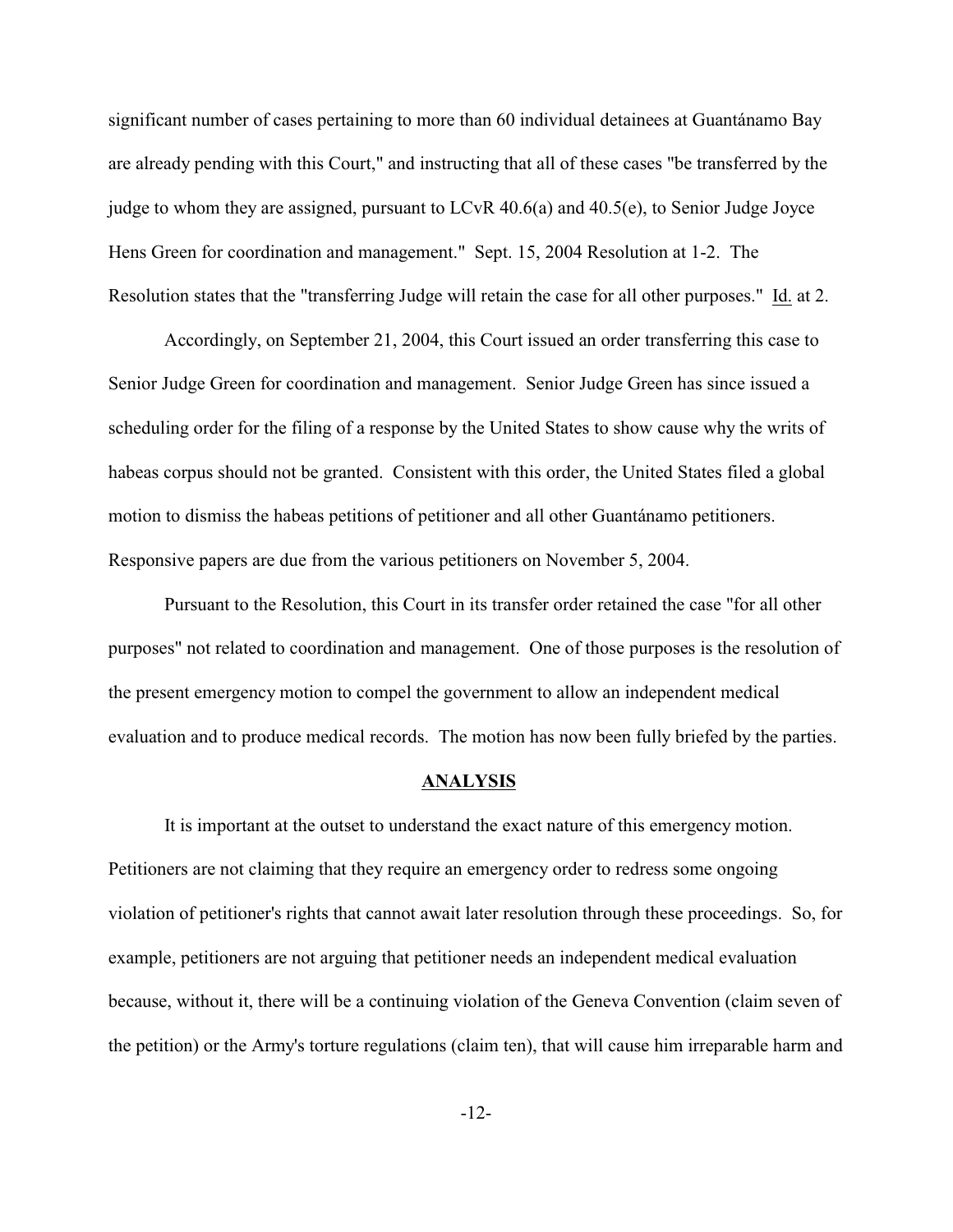significant number of cases pertaining to more than 60 individual detainees at Guantánamo Bay are already pending with this Court," and instructing that all of these cases "be transferred by the judge to whom they are assigned, pursuant to LCvR 40.6(a) and 40.5(e), to Senior Judge Joyce Hens Green for coordination and management." Sept. 15, 2004 Resolution at 1-2. The Resolution states that the "transferring Judge will retain the case for all other purposes." Id. at 2.

Accordingly, on September 21, 2004, this Court issued an order transferring this case to Senior Judge Green for coordination and management. Senior Judge Green has since issued a scheduling order for the filing of a response by the United States to show cause why the writs of habeas corpus should not be granted. Consistent with this order, the United States filed a global motion to dismiss the habeas petitions of petitioner and all other Guantánamo petitioners. Responsive papers are due from the various petitioners on November 5, 2004.

Pursuant to the Resolution, this Court in its transfer order retained the case "for all other purposes" not related to coordination and management. One of those purposes is the resolution of the present emergency motion to compel the government to allow an independent medical evaluation and to produce medical records. The motion has now been fully briefed by the parties.

## ANALYSIS

It is important at the outset to understand the exact nature of this emergency motion. Petitioners are not claiming that they require an emergency order to redress some ongoing violation of petitioner's rights that cannot await later resolution through these proceedings. So, for example, petitioners are not arguing that petitioner needs an independent medical evaluation because, without it, there will be a continuing violation of the Geneva Convention (claim seven of the petition) or the Army's torture regulations (claim ten), that will cause him irreparable harm and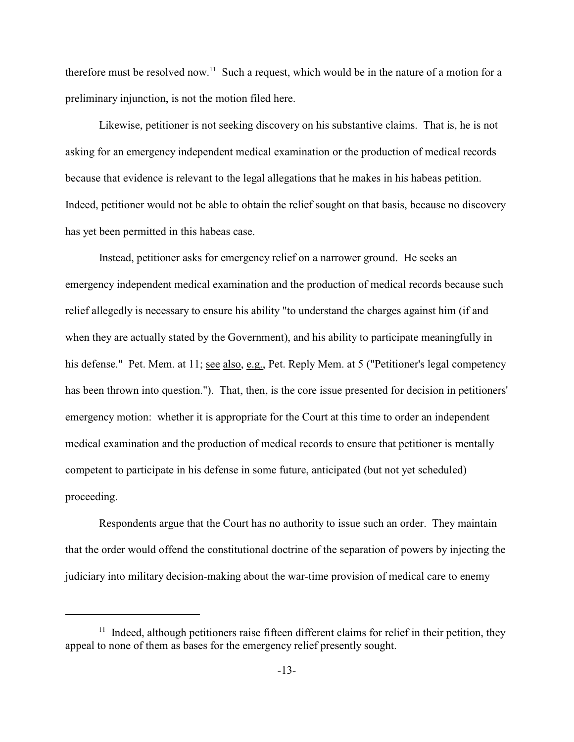therefore must be resolved now.[11] Such a request, which would be in the nature of a motion for a preliminary injunction, is not the motion filed here.

Likewise, petitioner is not seeking discovery on his substantive claims. That is, he is not asking for an emergency independent medical examination or the production of medical records because that evidence is relevant to the legal allegations that he makes in his habeas petition. Indeed, petitioner would not be able to obtain the relief sought on that basis, because no discovery has yet been permitted in this habeas case.

Instead, petitioner asks for emergency relief on a narrower ground. He seeks an emergency independent medical examination and the production of medical records because such relief allegedly is necessary to ensure his ability "to understand the charges against him (if and when they are actually stated by the Government), and his ability to participate meaningfully in his defense." Pet. Mem. at 11; see also, e.g., Pet. Reply Mem. at 5 ("Petitioner's legal competency has been thrown into question."). That, then, is the core issue presented for decision in petitioners' emergency motion: whether it is appropriate for the Court at this time to order an independent medical examination and the production of medical records to ensure that petitioner is mentally competent to participate in his defense in some future, anticipated (but not yet scheduled) proceeding.

Respondents argue that the Court has no authority to issue such an order. They maintain that the order would offend the constitutional doctrine of the separation of powers by injecting the judiciary into military decision-making about the war-time provision of medical care to enemy

---

[11] Indeed, although petitioners raise fifteen different claims for relief in their petition, they appeal to none of them as bases for the emergency relief presently sought.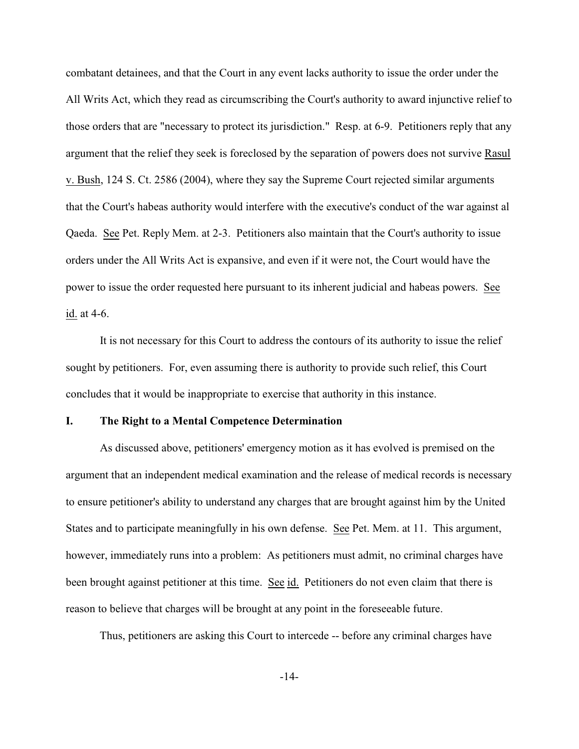combatant detainees, and that the Court in any event lacks authority to issue the order under the All Writs Act, which they read as circumscribing the Court's authority to award injunctive relief to those orders that are "necessary to protect its jurisdiction." Resp. at 6-9. Petitioners reply that any argument that the relief they seek is foreclosed by the separation of powers does not survive Rasul v. Bush, 124 S. Ct. 2586 (2004), where they say the Supreme Court rejected similar arguments that the Court's habeas authority would interfere with the executive's conduct of the war against al Qaeda. See Pet. Reply Mem. at 2-3. Petitioners also maintain that the Court's authority to issue orders under the All Writs Act is expansive, and even if it were not, the Court would have the power to issue the order requested here pursuant to its inherent judicial and habeas powers. See id. at 4-6.

It is not necessary for this Court to address the contours of its authority to issue the relief sought by petitioners. For, even assuming there is authority to provide such relief, this Court concludes that it would be inappropriate to exercise that authority in this instance.

## I. The Right to a Mental Competence Determination

As discussed above, petitioners' emergency motion as it has evolved is premised on the argument that an independent medical examination and the release of medical records is necessary to ensure petitioner's ability to understand any charges that are brought against him by the United States and to participate meaningfully in his own defense. See Pet. Mem. at 11. This argument, however, immediately runs into a problem: As petitioners must admit, no criminal charges have been brought against petitioner at this time. See id. Petitioners do not even claim that there is reason to believe that charges will be brought at any point in the foreseeable future.

Thus, petitioners are asking this Court to intercede -- before any criminal charges have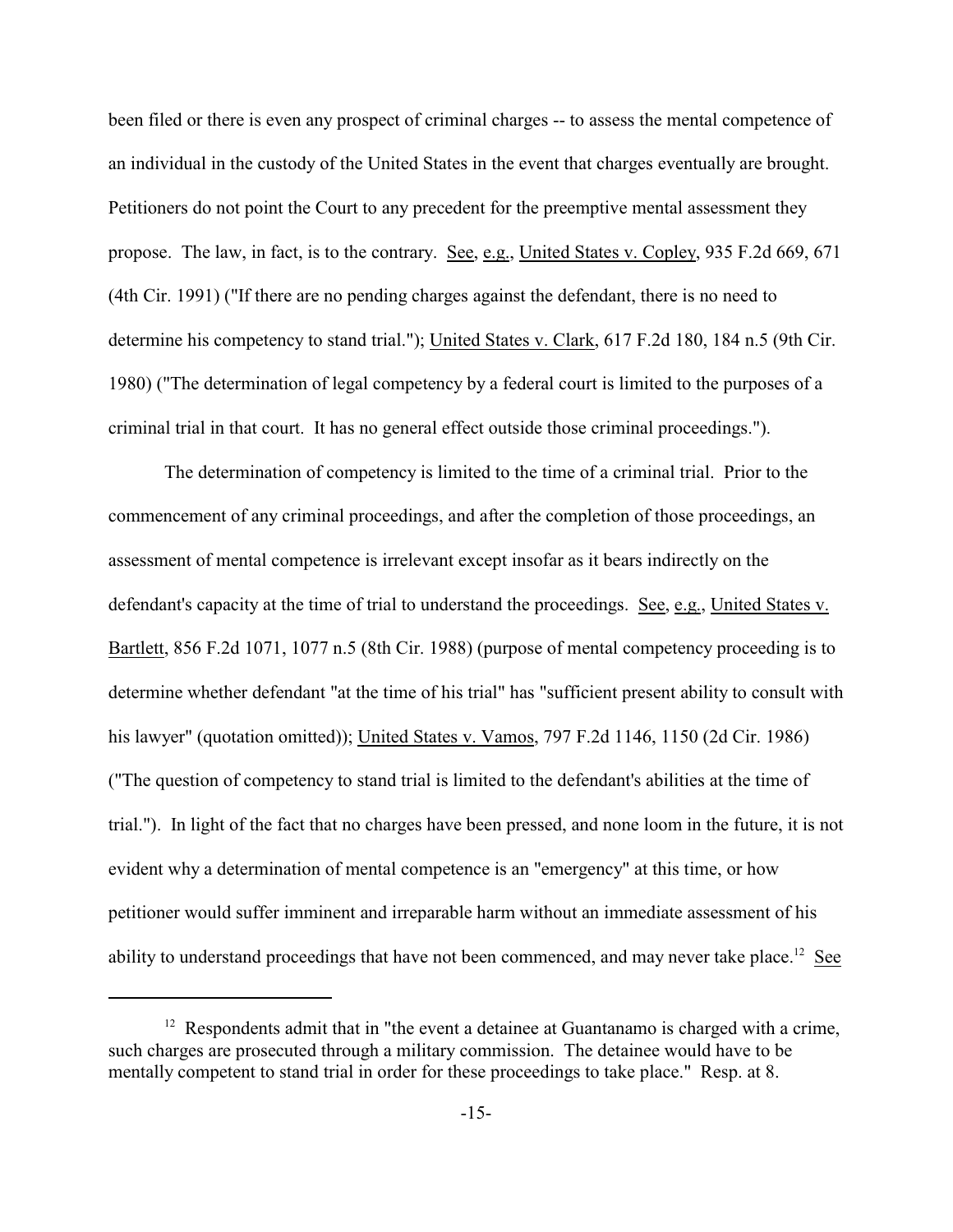been filed or there is even any prospect of criminal charges -- to assess the mental competence of an individual in the custody of the United States in the event that charges eventually are brought. Petitioners do not point the Court to any precedent for the preemptive mental assessment they propose. The law, in fact, is to the contrary. See, e.g., United States v. Copley, 935 F.2d 669, 671 (4th Cir. 1991) ("If there are no pending charges against the defendant, there is no need to determine his competency to stand trial."); United States v. Clark, 617 F.2d 180, 184 n.5 (9th Cir. 1980) ("The determination of legal competency by a federal court is limited to the purposes of a criminal trial in that court. It has no general effect outside those criminal proceedings.").

The determination of competency is limited to the time of a criminal trial. Prior to the commencement of any criminal proceedings, and after the completion of those proceedings, an assessment of mental competence is irrelevant except insofar as it bears indirectly on the defendant's capacity at the time of trial to understand the proceedings. See, e.g., United States v. Bartlett, 856 F.2d 1071, 1077 n.5 (8th Cir. 1988) (purpose of mental competency proceeding is to determine whether defendant "at the time of his trial" has "sufficient present ability to consult with his lawyer" (quotation omitted)); United States v. Vamos, 797 F.2d 1146, 1150 (2d Cir. 1986) ("The question of competency to stand trial is limited to the defendant's abilities at the time of trial."). In light of the fact that no charges have been pressed, and none loom in the future, it is not evident why a determination of mental competence is an "emergency" at this time, or how petitioner would suffer imminent and irreparable harm without an immediate assessment of his ability to understand proceedings that have not been commenced, and may never take place.[12] See

[12] Respondents admit that in "the event a detainee at Guantanamo is charged with a crime, such charges are prosecuted through a military commission. The detainee would have to be mentally competent to stand trial in order for these proceedings to take place." Resp. at 8.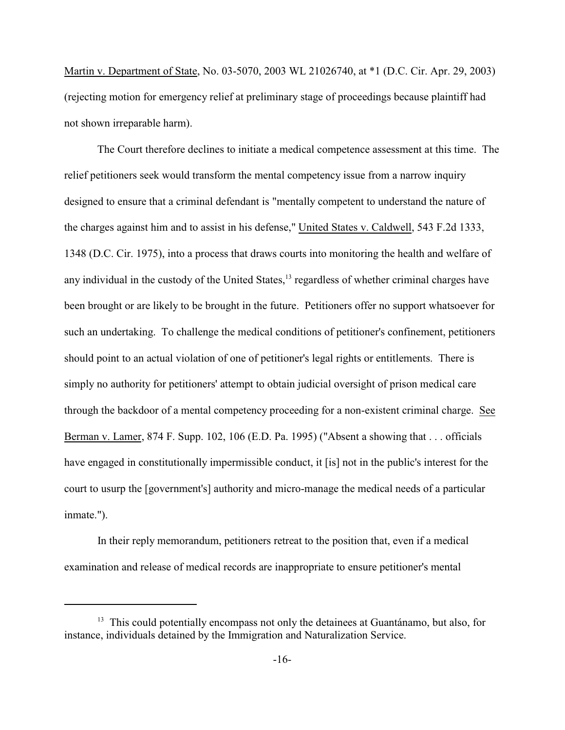Martin v. Department of State, No. 03-5070, 2003 WL 21026740, at *1 (D.C. Cir. Apr. 29, 2003) (rejecting motion for emergency relief at preliminary stage of proceedings because plaintiff had not shown irreparable harm).

The Court therefore declines to initiate a medical competence assessment at this time. The relief petitioners seek would transform the mental competency issue from a narrow inquiry designed to ensure that a criminal defendant is "mentally competent to understand the nature of the charges against him and to assist in his defense," United States v. Caldwell, 543 F.2d 1333, 1348 (D.C. Cir. 1975), into a process that draws courts into monitoring the health and welfare of any individual in the custody of the United States,[13] regardless of whether criminal charges have been brought or are likely to be brought in the future. Petitioners offer no support whatsoever for such an undertaking. To challenge the medical conditions of petitioner's confinement, petitioners should point to an actual violation of one of petitioner's legal rights or entitlements. There is simply no authority for petitioners' attempt to obtain judicial oversight of prison medical care through the backdoor of a mental competency proceeding for a non-existent criminal charge. See Berman v. Lamer, 874 F. Supp. 102, 106 (E.D. Pa. 1995) ("Absent a showing that . . . officials have engaged in constitutionally impermissible conduct, it [is] not in the public's interest for the court to usurp the [government's] authority and micro-manage the medical needs of a particular inmate.").

In their reply memorandum, petitioners retreat to the position that, even if a medical examination and release of medical records are inappropriate to ensure petitioner's mental

---

[13] This could potentially encompass not only the detainees at Guantánamo, but also, for instance, individuals detained by the Immigration and Naturalization Service.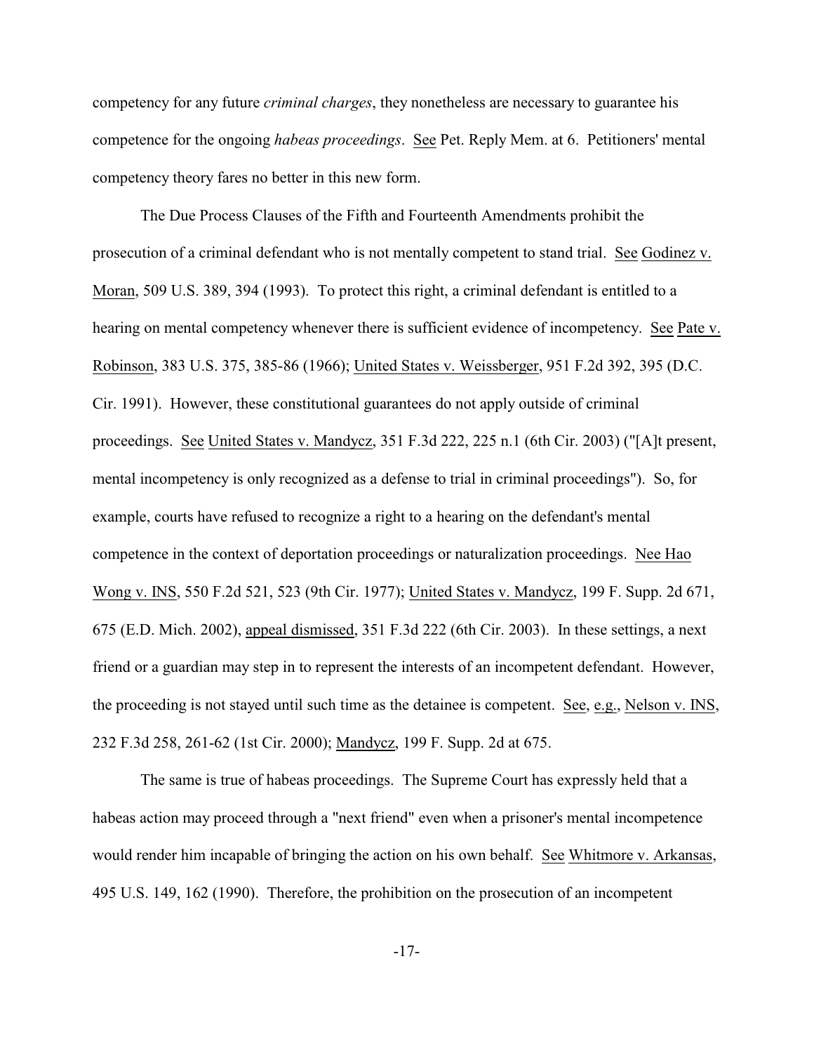competency for any future *criminal charges*, they nonetheless are necessary to guarantee his competence for the ongoing *habeas proceedings*. See Pet. Reply Mem. at 6. Petitioners' mental competency theory fares no better in this new form.

The Due Process Clauses of the Fifth and Fourteenth Amendments prohibit the prosecution of a criminal defendant who is not mentally competent to stand trial. See Godinez v. Moran, 509 U.S. 389, 394 (1993). To protect this right, a criminal defendant is entitled to a hearing on mental competency whenever there is sufficient evidence of incompetency. See Pate v. Robinson, 383 U.S. 375, 385-86 (1966); United States v. Weissberger, 951 F.2d 392, 395 (D.C. Cir. 1991). However, these constitutional guarantees do not apply outside of criminal proceedings. See United States v. Mandycz, 351 F.3d 222, 225 n.1 (6th Cir. 2003) ("[A]t present, mental incompetency is only recognized as a defense to trial in criminal proceedings"). So, for example, courts have refused to recognize a right to a hearing on the defendant's mental competence in the context of deportation proceedings or naturalization proceedings. Nee Hao Wong v. INS, 550 F.2d 521, 523 (9th Cir. 1977); United States v. Mandycz, 199 F. Supp. 2d 671, 675 (E.D. Mich. 2002), appeal dismissed, 351 F.3d 222 (6th Cir. 2003). In these settings, a next friend or a guardian may step in to represent the interests of an incompetent defendant. However, the proceeding is not stayed until such time as the detainee is competent. See, e.g., Nelson v. INS, 232 F.3d 258, 261-62 (1st Cir. 2000); Mandycz, 199 F. Supp. 2d at 675.

The same is true of habeas proceedings. The Supreme Court has expressly held that a habeas action may proceed through a "next friend" even when a prisoner's mental incompetence would render him incapable of bringing the action on his own behalf. See Whitmore v. Arkansas, 495 U.S. 149, 162 (1990). Therefore, the prohibition on the prosecution of an incompetent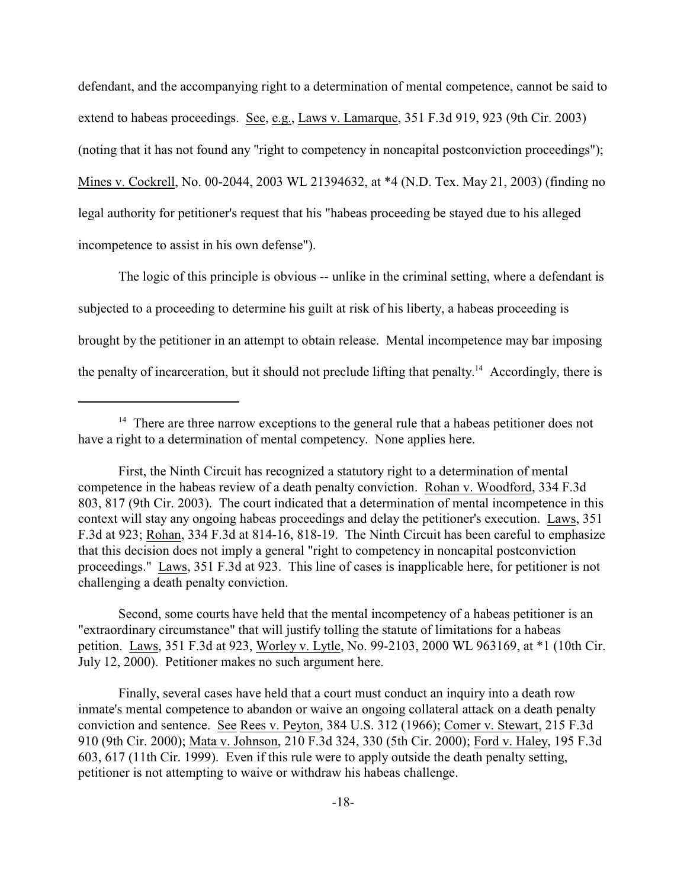defendant, and the accompanying right to a determination of mental competence, cannot be said to extend to habeas proceedings. See, e.g., Laws v. Lamarque, 351 F.3d 919, 923 (9th Cir. 2003) (noting that it has not found any "right to competency in noncapital postconviction proceedings"); Mines v. Cockrell, No. 00-2044, 2003 WL 21394632, at *4 (N.D. Tex. May 21, 2003) (finding no legal authority for petitioner's request that his "habeas proceeding be stayed due to his alleged incompetence to assist in his own defense").

The logic of this principle is obvious -- unlike in the criminal setting, where a defendant is subjected to a proceeding to determine his guilt at risk of his liberty, a habeas proceeding is brought by the petitioner in an attempt to obtain release. Mental incompetence may bar imposing the penalty of incarceration, but it should not preclude lifting that penalty.[14] Accordingly, there is

---

[14] There are three narrow exceptions to the general rule that a habeas petitioner does not have a right to a determination of mental competency. None applies here.

First, the Ninth Circuit has recognized a statutory right to a determination of mental competence in the habeas review of a death penalty conviction. Rohan v. Woodford, 334 F.3d 803, 817 (9th Cir. 2003). The court indicated that a determination of mental incompetence in this context will stay any ongoing habeas proceedings and delay the petitioner's execution. Laws, 351 F.3d at 923; Rohan, 334 F.3d at 814-16, 818-19. The Ninth Circuit has been careful to emphasize that this decision does not imply a general "right to competency in noncapital postconviction proceedings." Laws, 351 F.3d at 923. This line of cases is inapplicable here, for petitioner is not challenging a death penalty conviction.

Second, some courts have held that the mental incompetency of a habeas petitioner is an "extraordinary circumstance" that will justify tolling the statute of limitations for a habeas petition. Laws, 351 F.3d at 923, Worley v. Lytle, No. 99-2103, 2000 WL 963169, at *1 (10th Cir. July 12, 2000). Petitioner makes no such argument here.

Finally, several cases have held that a court must conduct an inquiry into a death row inmate's mental competence to abandon or waive an ongoing collateral attack on a death penalty conviction and sentence. See Rees v. Peyton, 384 U.S. 312 (1966); Comer v. Stewart, 215 F.3d 910 (9th Cir. 2000); Mata v. Johnson, 210 F.3d 324, 330 (5th Cir. 2000); Ford v. Haley, 195 F.3d 603, 617 (11th Cir. 1999). Even if this rule were to apply outside the death penalty setting, petitioner is not attempting to waive or withdraw his habeas challenge.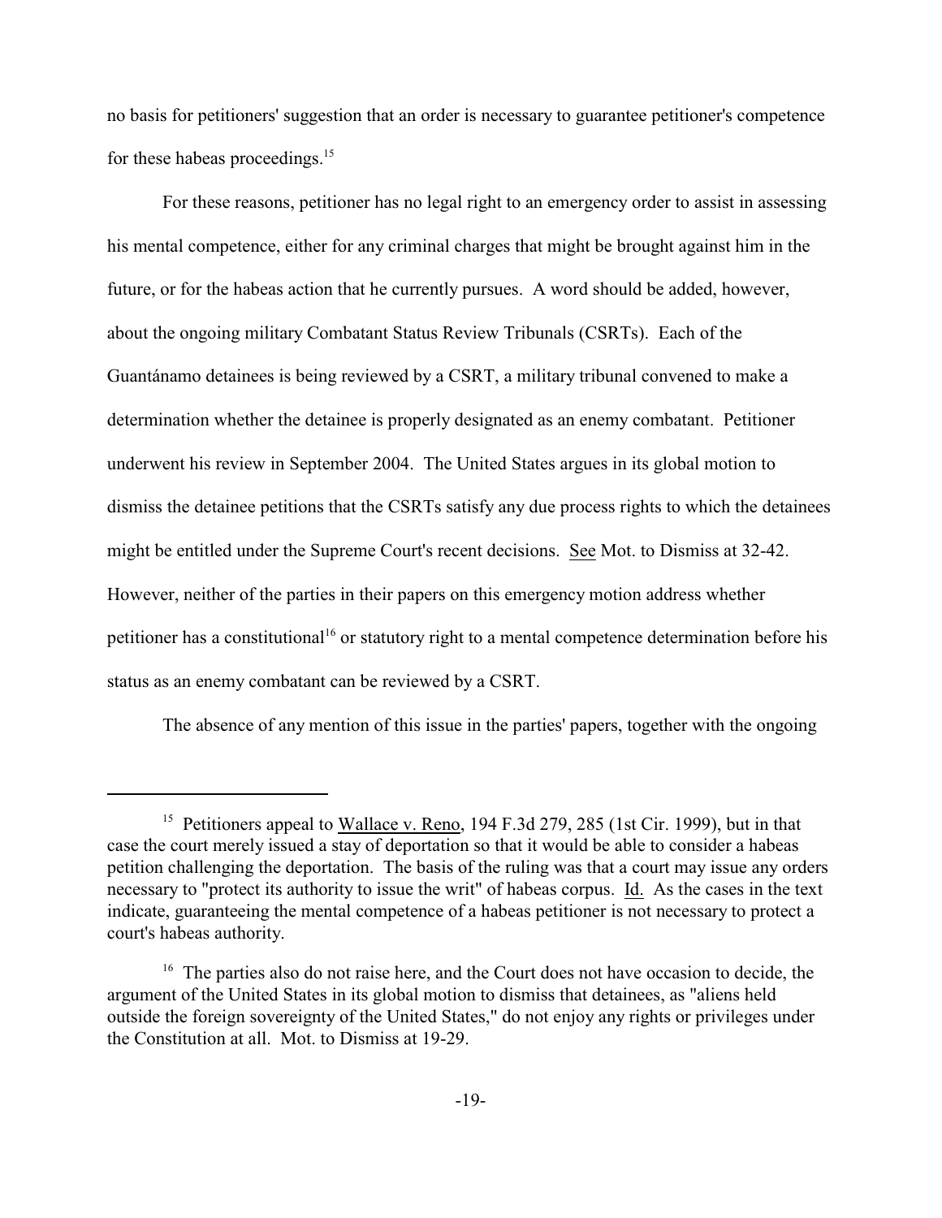no basis for petitioners' suggestion that an order is necessary to guarantee petitioner's competence for these habeas proceedings.[15]

For these reasons, petitioner has no legal right to an emergency order to assist in assessing his mental competence, either for any criminal charges that might be brought against him in the future, or for the habeas action that he currently pursues. A word should be added, however, about the ongoing military Combatant Status Review Tribunals (CSRTs). Each of the Guantánamo detainees is being reviewed by a CSRT, a military tribunal convened to make a determination whether the detainee is properly designated as an enemy combatant. Petitioner underwent his review in September 2004. The United States argues in its global motion to dismiss the detainee petitions that the CSRTs satisfy any due process rights to which the detainees might be entitled under the Supreme Court's recent decisions. See Mot. to Dismiss at 32-42. However, neither of the parties in their papers on this emergency motion address whether petitioner has a constitutional[16] or statutory right to a mental competence determination before his status as an enemy combatant can be reviewed by a CSRT.

The absence of any mention of this issue in the parties' papers, together with the ongoing

---

[15] Petitioners appeal to Wallace v. Reno, 194 F.3d 279, 285 (1st Cir. 1999), but in that case the court merely issued a stay of deportation so that it would be able to consider a habeas petition challenging the deportation. The basis of the ruling was that a court may issue any orders necessary to "protect its authority to issue the writ" of habeas corpus. Id. As the cases in the text indicate, guaranteeing the mental competence of a habeas petitioner is not necessary to protect a court's habeas authority.

[16] The parties also do not raise here, and the Court does not have occasion to decide, the argument of the United States in its global motion to dismiss that detainees, as "aliens held outside the foreign sovereignty of the United States," do not enjoy any rights or privileges under the Constitution at all. Mot. to Dismiss at 19-29.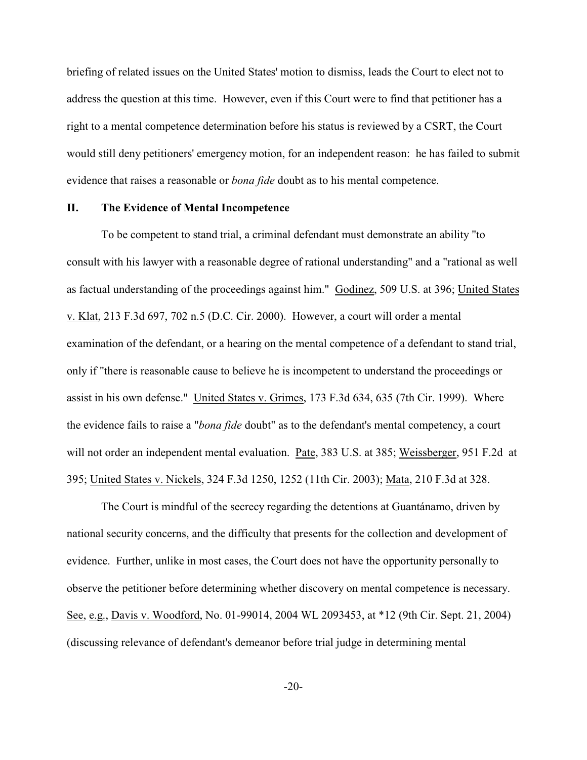briefing of related issues on the United States' motion to dismiss, leads the Court to elect not to address the question at this time. However, even if this Court were to find that petitioner has a right to a mental competence determination before his status is reviewed by a CSRT, the Court would still deny petitioners' emergency motion, for an independent reason: he has failed to submit evidence that raises a reasonable or *bona fide* doubt as to his mental competence.

## II. The Evidence of Mental Incompetence

To be competent to stand trial, a criminal defendant must demonstrate an ability "to consult with his lawyer with a reasonable degree of rational understanding" and a "rational as well as factual understanding of the proceedings against him." Godinez, 509 U.S. at 396; United States v. Klat, 213 F.3d 697, 702 n.5 (D.C. Cir. 2000). However, a court will order a mental examination of the defendant, or a hearing on the mental competence of a defendant to stand trial, only if "there is reasonable cause to believe he is incompetent to understand the proceedings or assist in his own defense." United States v. Grimes, 173 F.3d 634, 635 (7th Cir. 1999). Where the evidence fails to raise a "*bona fide* doubt" as to the defendant's mental competency, a court will not order an independent mental evaluation. Pate, 383 U.S. at 385; Weissberger, 951 F.2d at 395; United States v. Nickels, 324 F.3d 1250, 1252 (11th Cir. 2003); Mata, 210 F.3d at 328.

The Court is mindful of the secrecy regarding the detentions at Guantánamo, driven by national security concerns, and the difficulty that presents for the collection and development of evidence. Further, unlike in most cases, the Court does not have the opportunity personally to observe the petitioner before determining whether discovery on mental competence is necessary. See, e.g., Davis v. Woodford, No. 01-99014, 2004 WL 2093453, at *12 (9th Cir. Sept. 21, 2004) (discussing relevance of defendant's demeanor before trial judge in determining mental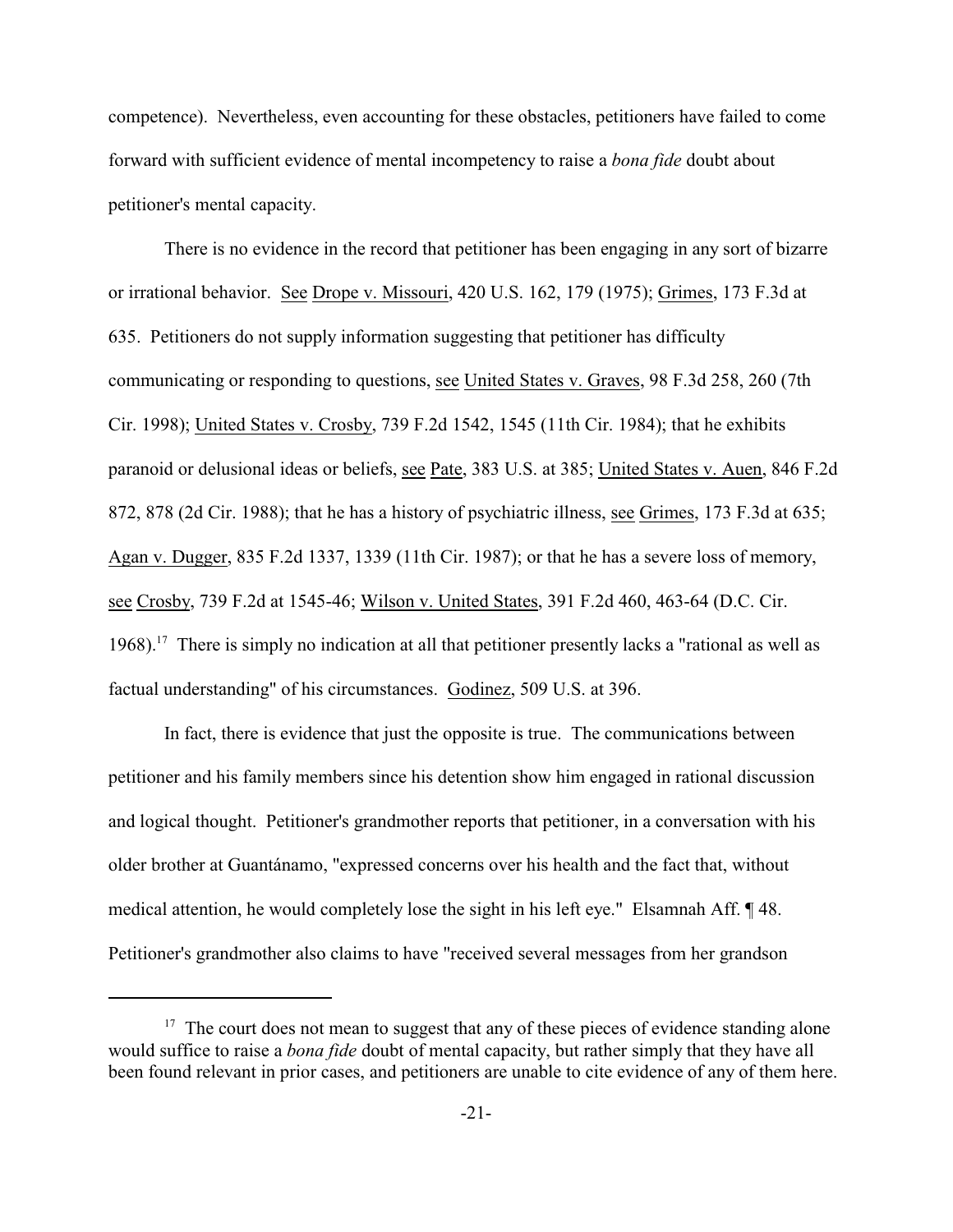competence). Nevertheless, even accounting for these obstacles, petitioners have failed to come forward with sufficient evidence of mental incompetency to raise a *bona fide* doubt about petitioner's mental capacity.

There is no evidence in the record that petitioner has been engaging in any sort of bizarre or irrational behavior. See Drope v. Missouri, 420 U.S. 162, 179 (1975); Grimes, 173 F.3d at 635. Petitioners do not supply information suggesting that petitioner has difficulty communicating or responding to questions, see United States v. Graves, 98 F.3d 258, 260 (7th Cir. 1998); United States v. Crosby, 739 F.2d 1542, 1545 (11th Cir. 1984); that he exhibits paranoid or delusional ideas or beliefs, see Pate, 383 U.S. at 385; United States v. Auen, 846 F.2d 872, 878 (2d Cir. 1988); that he has a history of psychiatric illness, see Grimes, 173 F.3d at 635; Agan v. Dugger, 835 F.2d 1337, 1339 (11th Cir. 1987); or that he has a severe loss of memory, see Crosby, 739 F.2d at 1545-46; Wilson v. United States, 391 F.2d 460, 463-64 (D.C. Cir. 1968).[17] There is simply no indication at all that petitioner presently lacks a "rational as well as factual understanding" of his circumstances. Godinez, 509 U.S. at 396.

In fact, there is evidence that just the opposite is true. The communications between petitioner and his family members since his detention show him engaged in rational discussion and logical thought. Petitioner's grandmother reports that petitioner, in a conversation with his older brother at Guantánamo, "expressed concerns over his health and the fact that, without medical attention, he would completely lose the sight in his left eye." Elsamnah Aff. ¶ 48. Petitioner's grandmother also claims to have "received several messages from her grandson

[17] The court does not mean to suggest that any of these pieces of evidence standing alone would suffice to raise a *bona fide* doubt of mental capacity, but rather simply that they have all been found relevant in prior cases, and petitioners are unable to cite evidence of any of them here.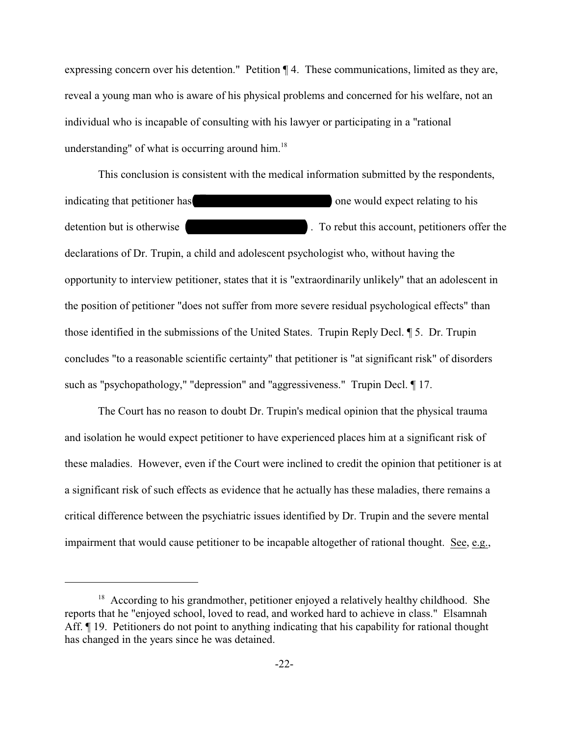expressing concern over his detention." Petition ¶ 4. These communications, limited as they are, reveal a young man who is aware of his physical problems and concerned for his welfare, not an individual who is incapable of consulting with his lawyer or participating in a "rational understanding" of what is occurring around him.[18]

This conclusion is consistent with the medical information submitted by the respondents, indicating that petitioner has ████████████████ one would expect relating to his detention but is otherwise ████████████████. To rebut this account, petitioners offer the declarations of Dr. Trupin, a child and adolescent psychologist who, without having the opportunity to interview petitioner, states that it is "extraordinarily unlikely" that an adolescent in the position of petitioner "does not suffer from more severe residual psychological effects" than those identified in the submissions of the United States. Trupin Reply Decl. ¶ 5. Dr. Trupin concludes "to a reasonable scientific certainty" that petitioner is "at significant risk" of disorders such as "psychopathology," "depression" and "aggressiveness." Trupin Decl. ¶ 17.

The Court has no reason to doubt Dr. Trupin's medical opinion that the physical trauma and isolation he would expect petitioner to have experienced places him at a significant risk of these maladies. However, even if the Court were inclined to credit the opinion that petitioner is at a significant risk of such effects as evidence that he actually has these maladies, there remains a critical difference between the psychiatric issues identified by Dr. Trupin and the severe mental impairment that would cause petitioner to be incapable altogether of rational thought. See, e.g.,

---

[18] According to his grandmother, petitioner enjoyed a relatively healthy childhood. She reports that he "enjoyed school, loved to read, and worked hard to achieve in class." Elsamnah Aff. ¶ 19. Petitioners do not point to anything indicating that his capability for rational thought has changed in the years since he was detained.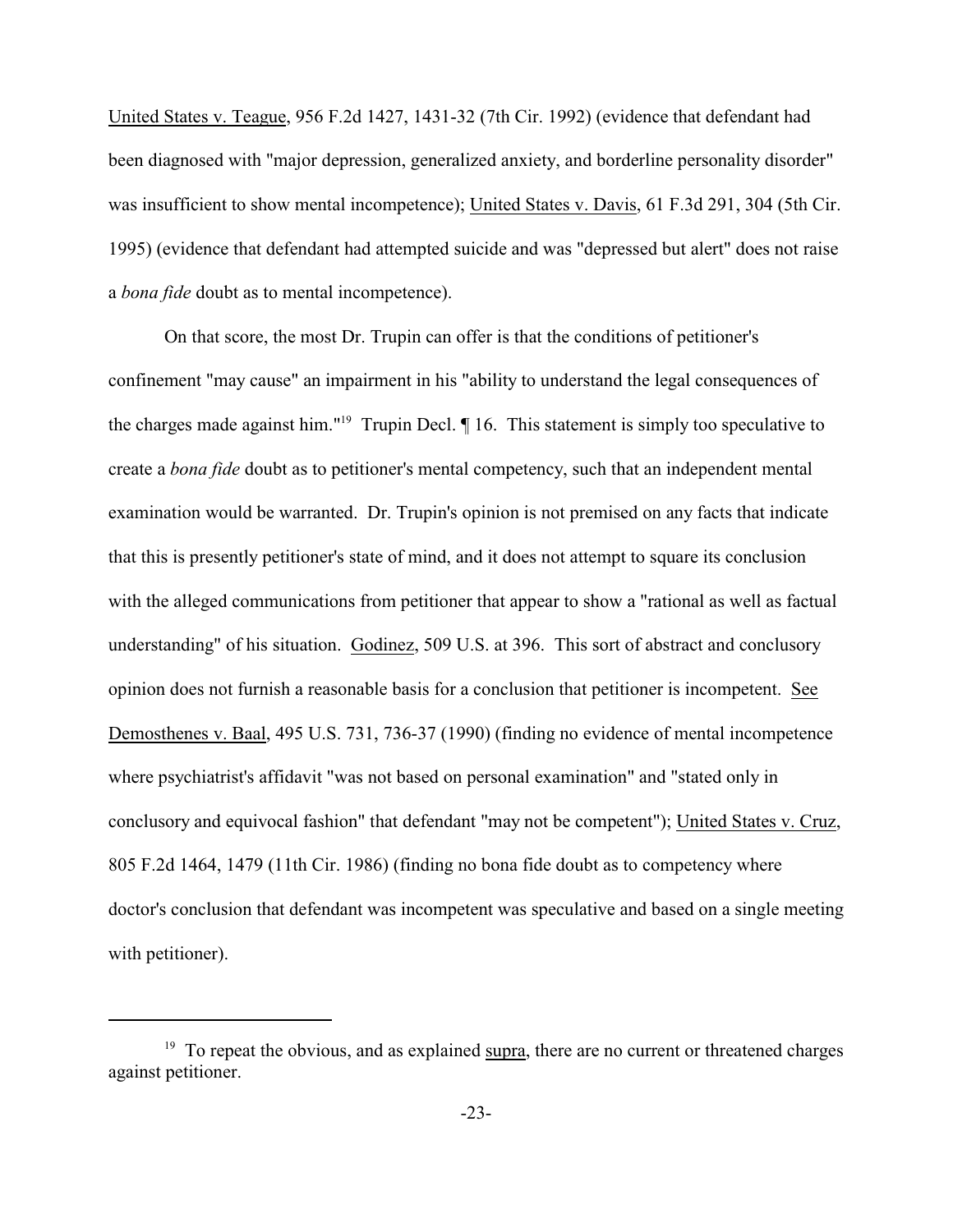United States v. Teague, 956 F.2d 1427, 1431-32 (7th Cir. 1992) (evidence that defendant had been diagnosed with "major depression, generalized anxiety, and borderline personality disorder" was insufficient to show mental incompetence); United States v. Davis, 61 F.3d 291, 304 (5th Cir. 1995) (evidence that defendant had attempted suicide and was "depressed but alert" does not raise a *bona fide* doubt as to mental incompetence).

On that score, the most Dr. Trupin can offer is that the conditions of petitioner's confinement "may cause" an impairment in his "ability to understand the legal consequences of the charges made against him."[19] Trupin Decl. ¶ 16. This statement is simply too speculative to create a *bona fide* doubt as to petitioner's mental competency, such that an independent mental examination would be warranted. Dr. Trupin's opinion is not premised on any facts that indicate that this is presently petitioner's state of mind, and it does not attempt to square its conclusion with the alleged communications from petitioner that appear to show a "rational as well as factual understanding" of his situation. Godinez, 509 U.S. at 396. This sort of abstract and conclusory opinion does not furnish a reasonable basis for a conclusion that petitioner is incompetent. See Demosthenes v. Baal, 495 U.S. 731, 736-37 (1990) (finding no evidence of mental incompetence where psychiatrist's affidavit "was not based on personal examination" and "stated only in conclusory and equivocal fashion" that defendant "may not be competent"); United States v. Cruz, 805 F.2d 1464, 1479 (11th Cir. 1986) (finding no bona fide doubt as to competency where doctor's conclusion that defendant was incompetent was speculative and based on a single meeting with petitioner).

---

[19] To repeat the obvious, and as explained supra, there are no current or threatened charges against petitioner.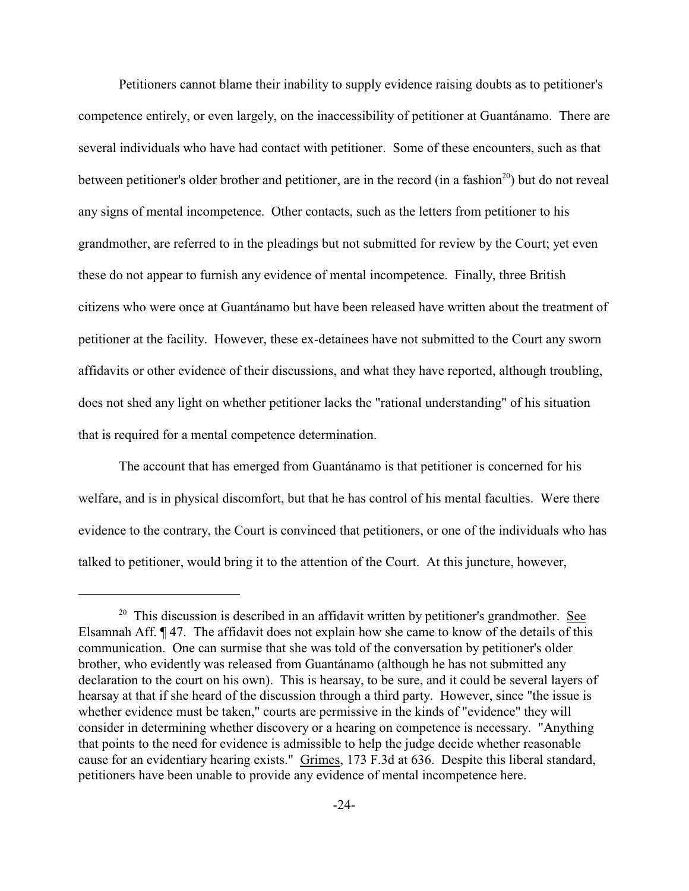Petitioners cannot blame their inability to supply evidence raising doubts as to petitioner's competence entirely, or even largely, on the inaccessibility of petitioner at Guantánamo. There are several individuals who have had contact with petitioner. Some of these encounters, such as that between petitioner's older brother and petitioner, are in the record (in a fashion[20]) but do not reveal any signs of mental incompetence. Other contacts, such as the letters from petitioner to his grandmother, are referred to in the pleadings but not submitted for review by the Court; yet even these do not appear to furnish any evidence of mental incompetence. Finally, three British citizens who were once at Guantánamo but have been released have written about the treatment of petitioner at the facility. However, these ex-detainees have not submitted to the Court any sworn affidavits or other evidence of their discussions, and what they have reported, although troubling, does not shed any light on whether petitioner lacks the "rational understanding" of his situation that is required for a mental competence determination.

The account that has emerged from Guantánamo is that petitioner is concerned for his welfare, and is in physical discomfort, but that he has control of his mental faculties. Were there evidence to the contrary, the Court is convinced that petitioners, or one of the individuals who has talked to petitioner, would bring it to the attention of the Court. At this juncture, however,

---

[20] This discussion is described in an affidavit written by petitioner's grandmother. See Elsamnah Aff. ¶ 47. The affidavit does not explain how she came to know of the details of this communication. One can surmise that she was told of the conversation by petitioner's older brother, who evidently was released from Guantánamo (although he has not submitted any declaration to the court on his own). This is hearsay, to be sure, and it could be several layers of hearsay at that if she heard of the discussion through a third party. However, since "the issue is whether evidence must be taken," courts are permissive in the kinds of "evidence" they will consider in determining whether discovery or a hearing on competence is necessary. "Anything that points to the need for evidence is admissible to help the judge decide whether reasonable cause for an evidentiary hearing exists." Grimes, 173 F.3d at 636. Despite this liberal standard, petitioners have been unable to provide any evidence of mental incompetence here.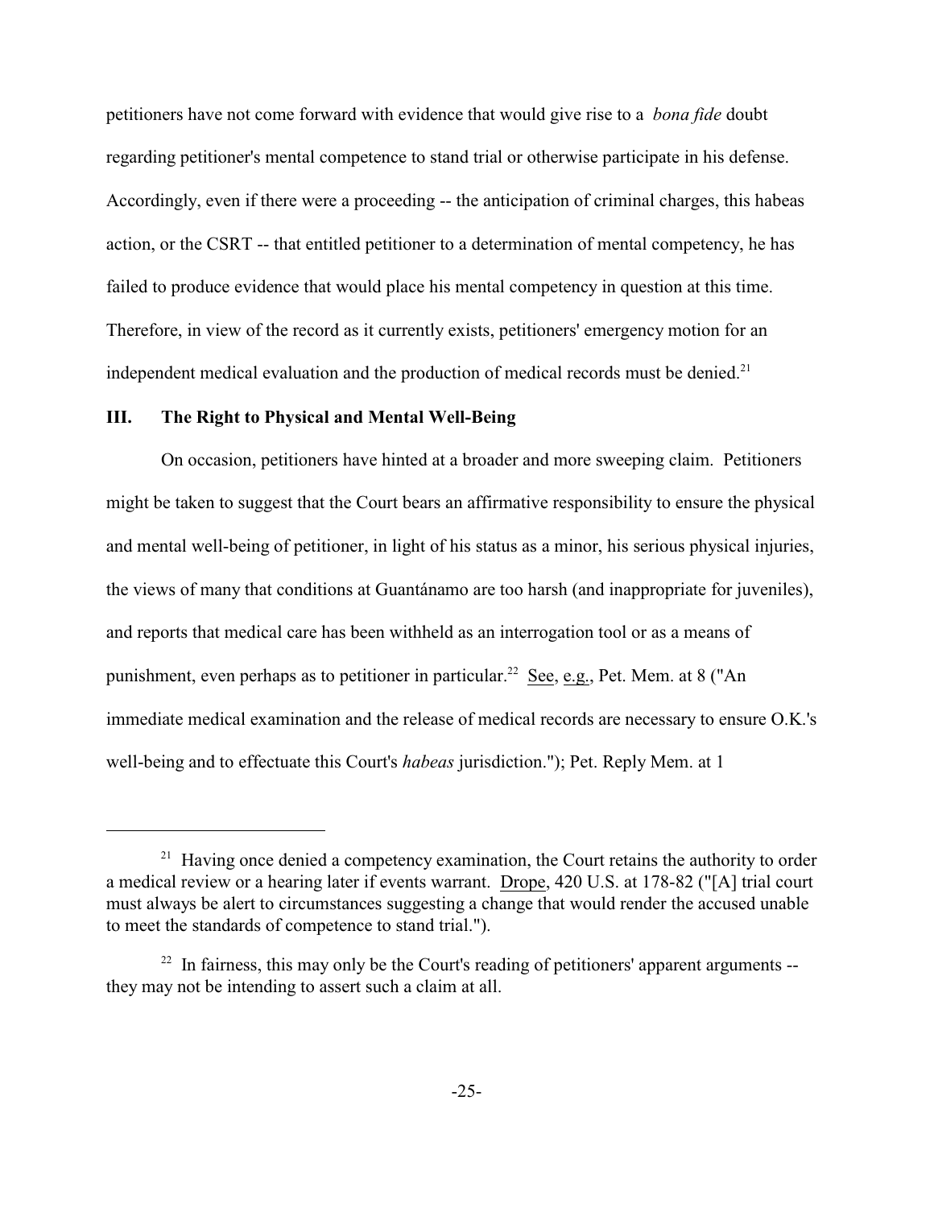petitioners have not come forward with evidence that would give rise to a *bona fide* doubt regarding petitioner's mental competence to stand trial or otherwise participate in his defense. Accordingly, even if there were a proceeding -- the anticipation of criminal charges, this habeas action, or the CSRT -- that entitled petitioner to a determination of mental competency, he has failed to produce evidence that would place his mental competency in question at this time. Therefore, in view of the record as it currently exists, petitioners' emergency motion for an independent medical evaluation and the production of medical records must be denied.[21]

## III. The Right to Physical and Mental Well-Being

On occasion, petitioners have hinted at a broader and more sweeping claim. Petitioners might be taken to suggest that the Court bears an affirmative responsibility to ensure the physical and mental well-being of petitioner, in light of his status as a minor, his serious physical injuries, the views of many that conditions at Guantánamo are too harsh (and inappropriate for juveniles), and reports that medical care has been withheld as an interrogation tool or as a means of punishment, even perhaps as to petitioner in particular.[22] See, e.g., Pet. Mem. at 8 ("An immediate medical examination and the release of medical records are necessary to ensure O.K.'s well-being and to effectuate this Court's *habeas* jurisdiction."); Pet. Reply Mem. at 1

---

[21] Having once denied a competency examination, the Court retains the authority to order a medical review or a hearing later if events warrant. Drope, 420 U.S. at 178-82 ("[A] trial court must always be alert to circumstances suggesting a change that would render the accused unable to meet the standards of competence to stand trial.").

[22] In fairness, this may only be the Court's reading of petitioners' apparent arguments -- they may not be intending to assert such a claim at all.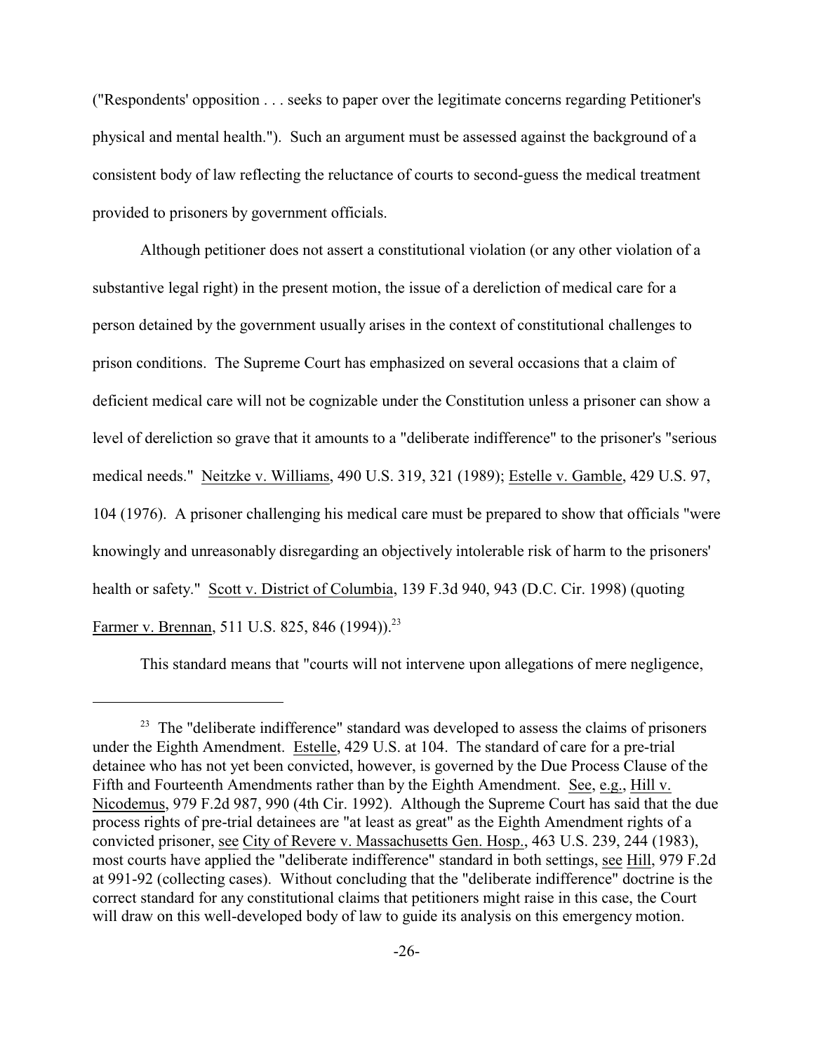("Respondents' opposition . . . seeks to paper over the legitimate concerns regarding Petitioner's physical and mental health."). Such an argument must be assessed against the background of a consistent body of law reflecting the reluctance of courts to second-guess the medical treatment provided to prisoners by government officials.

Although petitioner does not assert a constitutional violation (or any other violation of a substantive legal right) in the present motion, the issue of a dereliction of medical care for a person detained by the government usually arises in the context of constitutional challenges to prison conditions. The Supreme Court has emphasized on several occasions that a claim of deficient medical care will not be cognizable under the Constitution unless a prisoner can show a level of dereliction so grave that it amounts to a "deliberate indifference" to the prisoner's "serious medical needs." Neitzke v. Williams, 490 U.S. 319, 321 (1989); Estelle v. Gamble, 429 U.S. 97, 104 (1976). A prisoner challenging his medical care must be prepared to show that officials "were knowingly and unreasonably disregarding an objectively intolerable risk of harm to the prisoners' health or safety." Scott v. District of Columbia, 139 F.3d 940, 943 (D.C. Cir. 1998) (quoting Farmer v. Brennan, 511 U.S. 825, 846 (1994)).[23]

This standard means that "courts will not intervene upon allegations of mere negligence,

---

[23] The "deliberate indifference" standard was developed to assess the claims of prisoners under the Eighth Amendment. Estelle, 429 U.S. at 104. The standard of care for a pre-trial detainee who has not yet been convicted, however, is governed by the Due Process Clause of the Fifth and Fourteenth Amendments rather than by the Eighth Amendment. See, e.g., Hill v. Nicodemus, 979 F.2d 987, 990 (4th Cir. 1992). Although the Supreme Court has said that the due process rights of pre-trial detainees are "at least as great" as the Eighth Amendment rights of a convicted prisoner, see City of Revere v. Massachusetts Gen. Hosp., 463 U.S. 239, 244 (1983), most courts have applied the "deliberate indifference" standard in both settings, see Hill, 979 F.2d at 991-92 (collecting cases). Without concluding that the "deliberate indifference" doctrine is the correct standard for any constitutional claims that petitioners might raise in this case, the Court will draw on this well-developed body of law to guide its analysis on this emergency motion.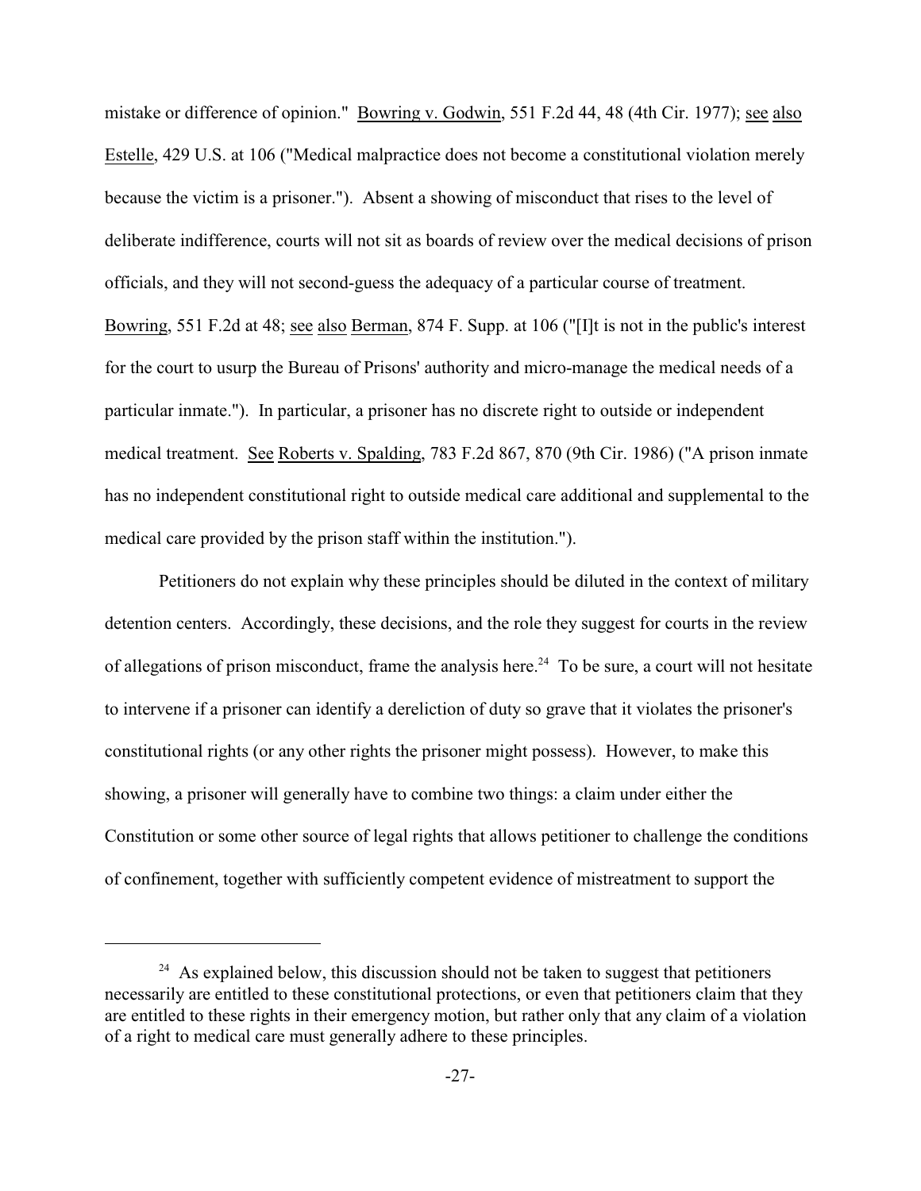mistake or difference of opinion." Bowring v. Godwin, 551 F.2d 44, 48 (4th Cir. 1977); see also Estelle, 429 U.S. at 106 ("Medical malpractice does not become a constitutional violation merely because the victim is a prisoner."). Absent a showing of misconduct that rises to the level of deliberate indifference, courts will not sit as boards of review over the medical decisions of prison officials, and they will not second-guess the adequacy of a particular course of treatment. Bowring, 551 F.2d at 48; see also Berman, 874 F. Supp. at 106 ("[I]t is not in the public's interest for the court to usurp the Bureau of Prisons' authority and micro-manage the medical needs of a particular inmate."). In particular, a prisoner has no discrete right to outside or independent medical treatment. See Roberts v. Spalding, 783 F.2d 867, 870 (9th Cir. 1986) ("A prison inmate has no independent constitutional right to outside medical care additional and supplemental to the medical care provided by the prison staff within the institution.").

Petitioners do not explain why these principles should be diluted in the context of military detention centers. Accordingly, these decisions, and the role they suggest for courts in the review of allegations of prison misconduct, frame the analysis here.[24] To be sure, a court will not hesitate to intervene if a prisoner can identify a dereliction of duty so grave that it violates the prisoner's constitutional rights (or any other rights the prisoner might possess). However, to make this showing, a prisoner will generally have to combine two things: a claim under either the Constitution or some other source of legal rights that allows petitioner to challenge the conditions of confinement, together with sufficiently competent evidence of mistreatment to support the

[24] As explained below, this discussion should not be taken to suggest that petitioners necessarily are entitled to these constitutional protections, or even that petitioners claim that they are entitled to these rights in their emergency motion, but rather only that any claim of a violation of a right to medical care must generally adhere to these principles.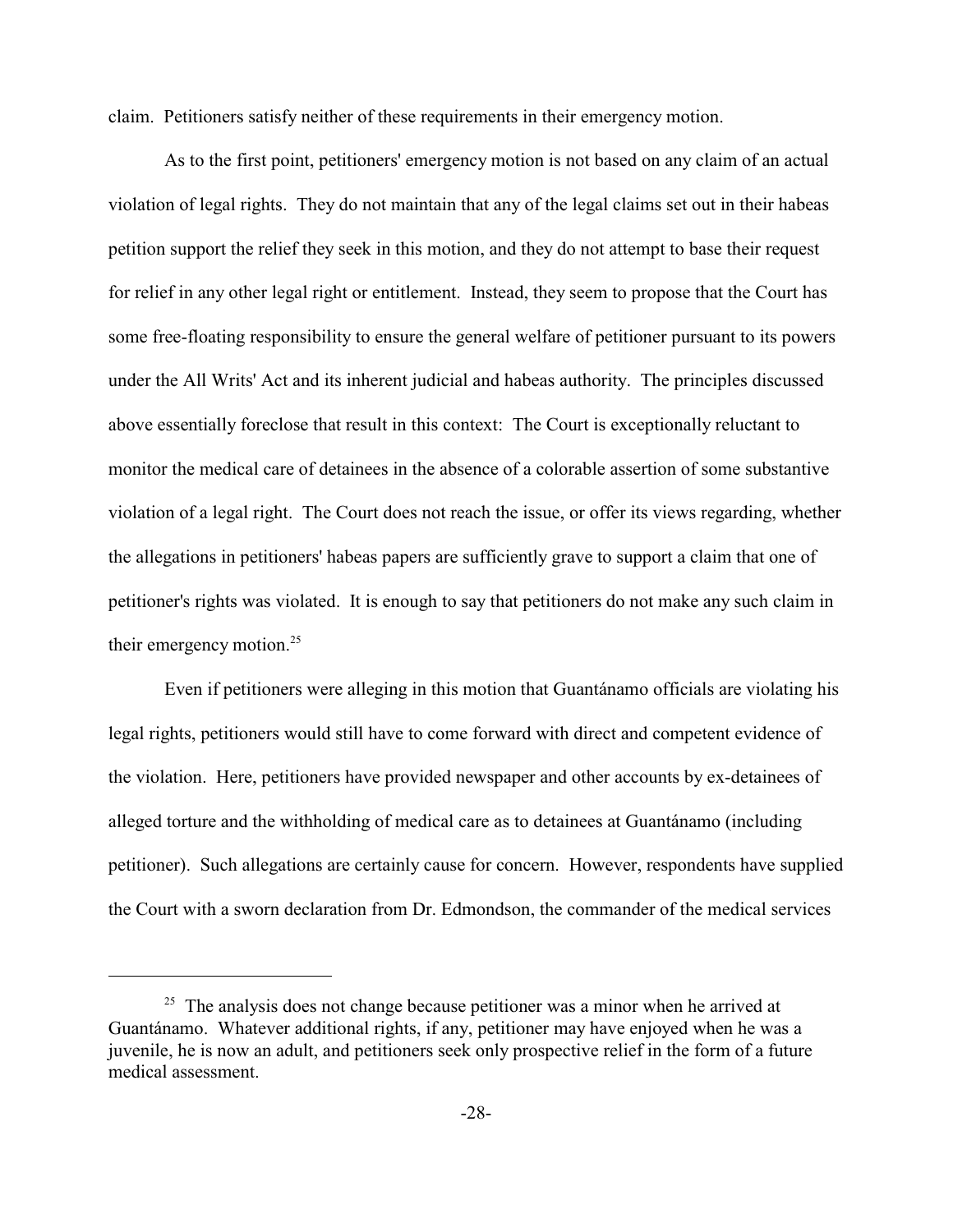claim. Petitioners satisfy neither of these requirements in their emergency motion.

As to the first point, petitioners' emergency motion is not based on any claim of an actual violation of legal rights. They do not maintain that any of the legal claims set out in their habeas petition support the relief they seek in this motion, and they do not attempt to base their request for relief in any other legal right or entitlement. Instead, they seem to propose that the Court has some free-floating responsibility to ensure the general welfare of petitioner pursuant to its powers under the All Writs' Act and its inherent judicial and habeas authority. The principles discussed above essentially foreclose that result in this context: The Court is exceptionally reluctant to monitor the medical care of detainees in the absence of a colorable assertion of some substantive violation of a legal right. The Court does not reach the issue, or offer its views regarding, whether the allegations in petitioners' habeas papers are sufficiently grave to support a claim that one of petitioner's rights was violated. It is enough to say that petitioners do not make any such claim in their emergency motion.[25]

Even if petitioners were alleging in this motion that Guantánamo officials are violating his legal rights, petitioners would still have to come forward with direct and competent evidence of the violation. Here, petitioners have provided newspaper and other accounts by ex-detainees of alleged torture and the withholding of medical care as to detainees at Guantánamo (including petitioner). Such allegations are certainly cause for concern. However, respondents have supplied the Court with a sworn declaration from Dr. Edmondson, the commander of the medical services

[25] The analysis does not change because petitioner was a minor when he arrived at Guantánamo. Whatever additional rights, if any, petitioner may have enjoyed when he was a juvenile, he is now an adult, and petitioners seek only prospective relief in the form of a future medical assessment.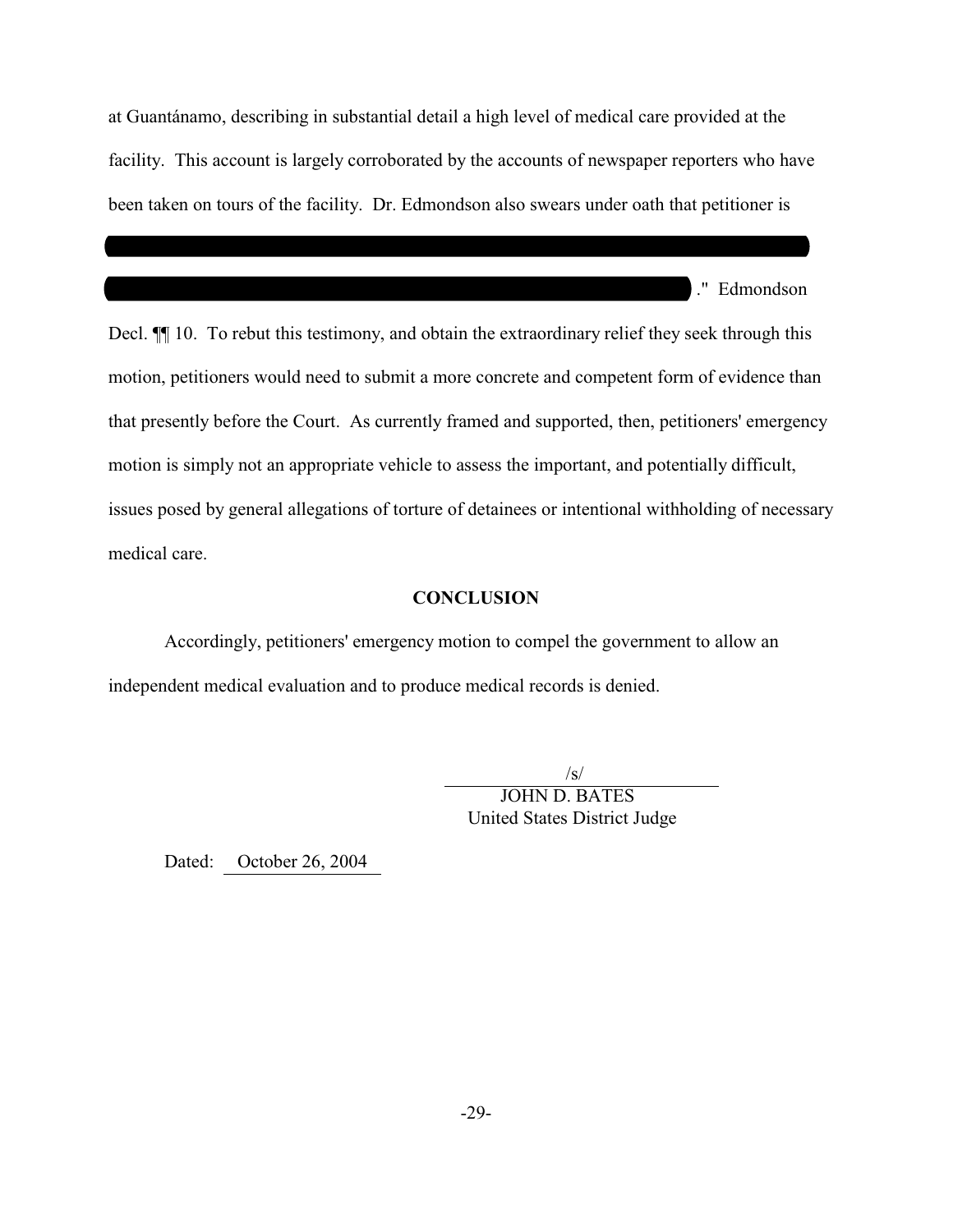at Guantánamo, describing in substantial detail a high level of medical care provided at the facility. This account is largely corroborated by the accounts of newspaper reporters who have been taken on tours of the facility. Dr. Edmondson also swears under oath that petitioner is

[REDACTED]

[REDACTED]." Edmondson Decl. ¶¶ 10. To rebut this testimony, and obtain the extraordinary relief they seek through this motion, petitioners would need to submit a more concrete and competent form of evidence than that presently before the Court. As currently framed and supported, then, petitioners' emergency motion is simply not an appropriate vehicle to assess the important, and potentially difficult, issues posed by general allegations of torture of detainees or intentional withholding of necessary medical care.

**CONCLUSION**

Accordingly, petitioners' emergency motion to compel the government to allow an independent medical evaluation and to produce medical records is denied.

/s/
JOHN D. BATES
United States District Judge

Dated: October 26, 2004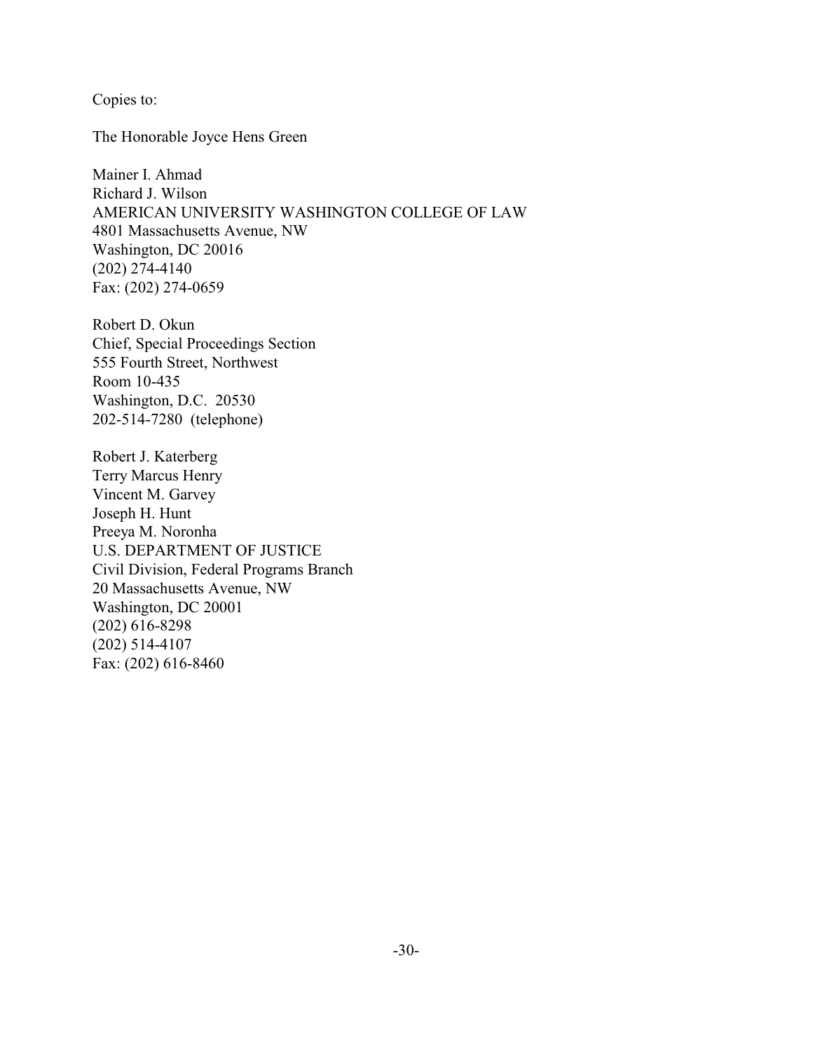Copies to:

The Honorable Joyce Hens Green

Mainer I. Ahmad
Richard J. Wilson
AMERICAN UNIVERSITY WASHINGTON COLLEGE OF LAW
4801 Massachusetts Avenue, NW
Washington, DC 20016
(202) 274-4140
Fax: (202) 274-0659

Robert D. Okun
Chief, Special Proceedings Section
555 Fourth Street, Northwest
Room 10-435
Washington, D.C. 20530
202-514-7280 (telephone)

Robert J. Katerberg
Terry Marcus Henry
Vincent M. Garvey
Joseph H. Hunt
Preeya M. Noronha
U.S. DEPARTMENT OF JUSTICE
Civil Division, Federal Programs Branch
20 Massachusetts Avenue, NW
Washington, DC 20001
(202) 616-8298
(202) 514-4107
Fax: (202) 616-8460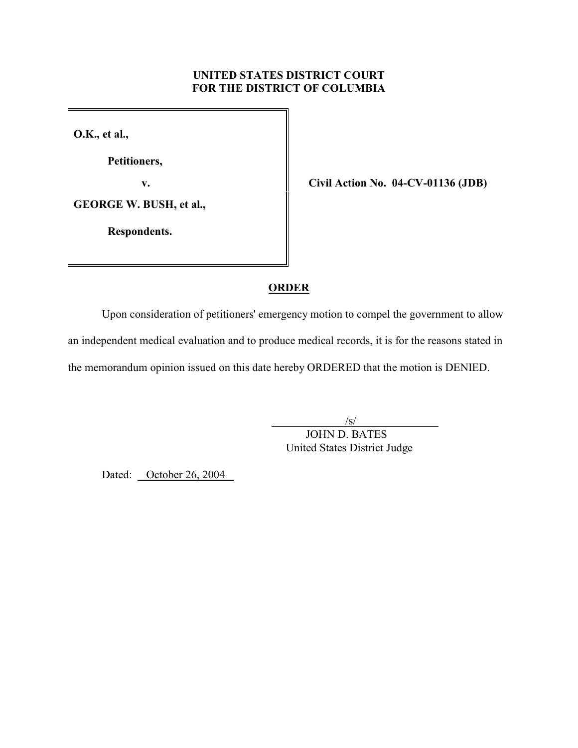**UNITED STATES DISTRICT COURT**
**FOR THE DISTRICT OF COLUMBIA**

**O.K., et al.,**

**Petitioners,**

**v.**

**GEORGE W. BUSH, et al.,**

**Respondents.**

**Civil Action No. 04-CV-01136 (JDB)**

## ORDER

Upon consideration of petitioners' emergency motion to compel the government to allow an independent medical evaluation and to produce medical records, it is for the reasons stated in the memorandum opinion issued on this date hereby ORDERED that the motion is DENIED.

/s/
JOHN D. BATES
United States District Judge

Dated: October 26, 2004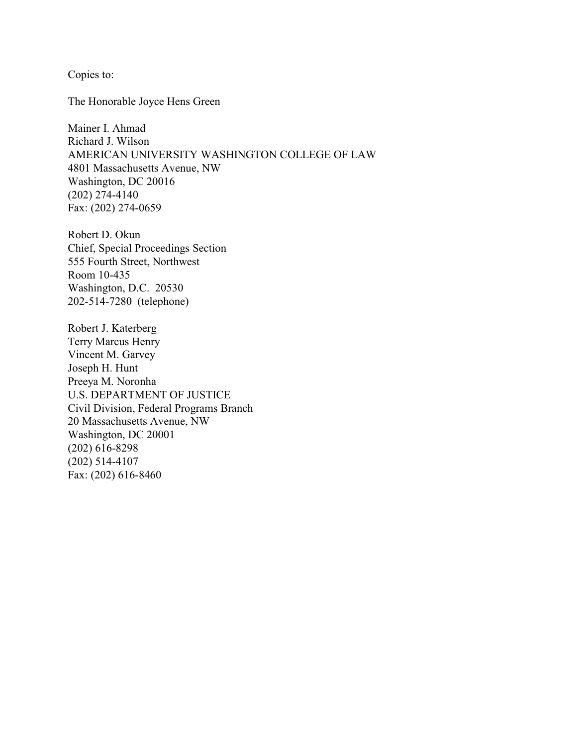Copies to:

The Honorable Joyce Hens Green

Mainer I. Ahmad
Richard J. Wilson
AMERICAN UNIVERSITY WASHINGTON COLLEGE OF LAW
4801 Massachusetts Avenue, NW
Washington, DC 20016
(202) 274-4140
Fax: (202) 274-0659

Robert D. Okun
Chief, Special Proceedings Section
555 Fourth Street, Northwest
Room 10-435
Washington, D.C. 20530
202-514-7280 (telephone)

Robert J. Katerberg
Terry Marcus Henry
Vincent M. Garvey
Joseph H. Hunt
Preeya M. Noronha
U.S. DEPARTMENT OF JUSTICE
Civil Division, Federal Programs Branch
20 Massachusetts Avenue, NW
Washington, DC 20001
(202) 616-8298
(202) 514-4107
Fax: (202) 616-8460